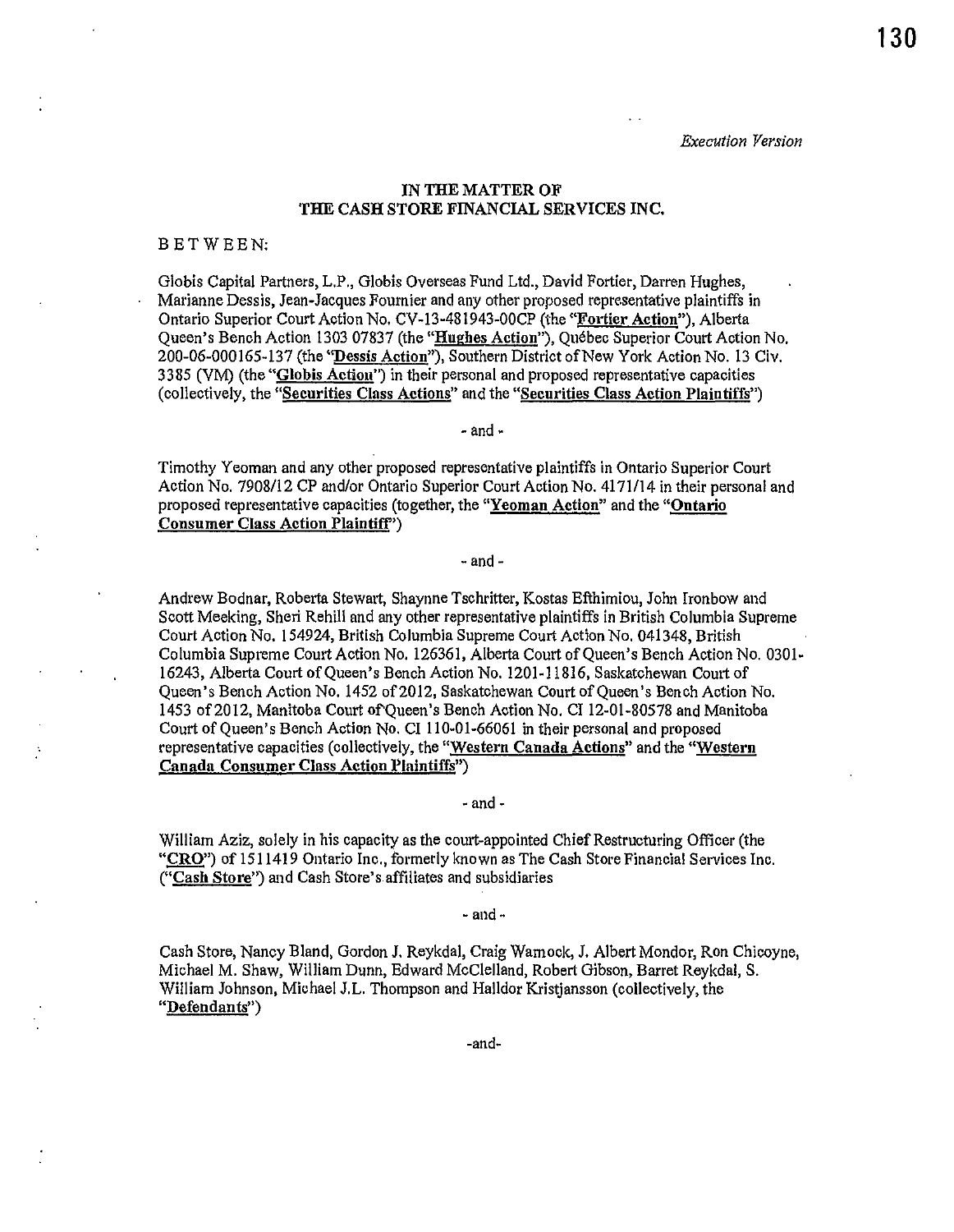*Execution Version*

**IN THE MATTER OF**
**THE CASH STORE FINANCIAL SERVICES INC.**

BETWEEN:

Globis Capital Partners, L.P., Globis Overseas Fund Ltd., David Fortier, Darren Hughes, Marianne Dessis, Jean-Jacques Fournier and any other proposed representative plaintiffs in Ontario Superior Court Action No. CV-13-481943-00CP (the "**Fortier Action**"), Alberta Queen's Bench Action 1303 07837 (the "**Hughes Action**"), Québec Superior Court Action No. 200-06-000165-137 (the "**Dessis Action**"), Southern District of New York Action No. 13 Civ. 3385 (VM) (the "**Globis Action**") in their personal and proposed representative capacities (collectively, the "**Securities Class Actions**" and the "**Securities Class Action Plaintiffs**")

- and -

Timothy Yeoman and any other proposed representative plaintiffs in Ontario Superior Court Action No. 7908/12 CP and/or Ontario Superior Court Action No. 4171/14 in their personal and proposed representative capacities (together, the "**Yeoman Action**" and the "**Ontario Consumer Class Action Plaintiff**")

- and -

Andrew Bodnar, Roberta Stewart, Shaynne Tschritter, Kostas Efthimiou, John Ironbow and Scott Meeking, Sheri Rehill and any other representative plaintiffs in British Columbia Supreme Court Action No. 154924, British Columbia Supreme Court Action No. 041348, British Columbia Supreme Court Action No. 126361, Alberta Court of Queen's Bench Action No. 0301-16243, Alberta Court of Queen's Bench Action No. 1201-11816, Saskatchewan Court of Queen's Bench Action No. 1452 of 2012, Saskatchewan Court of Queen's Bench Action No. 1453 of 2012, Manitoba Court of Queen's Bench Action No. CI 12-01-80578 and Manitoba Court of Queen's Bench Action No. CI 110-01-66061 in their personal and proposed representative capacities (collectively, the "**Western Canada Actions**" and the "**Western Canada Consumer Class Action Plaintiffs**")

- and -

William Aziz, solely in his capacity as the court-appointed Chief Restructuring Officer (the "**CRO**") of 1511419 Ontario Inc., formerly known as The Cash Store Financial Services Inc. ("**Cash Store**") and Cash Store's affiliates and subsidiaries

- and -

Cash Store, Nancy Bland, Gordon J. Reykdal, Craig Warnock, J. Albert Mondor, Ron Chicoyne, Michael M. Shaw, William Dunn, Edward McClelland, Robert Gibson, Barret Reykdal, S. William Johnson, Michael J.L. Thompson and Halldor Kristjansson (collectively, the "**Defendants**")

-and-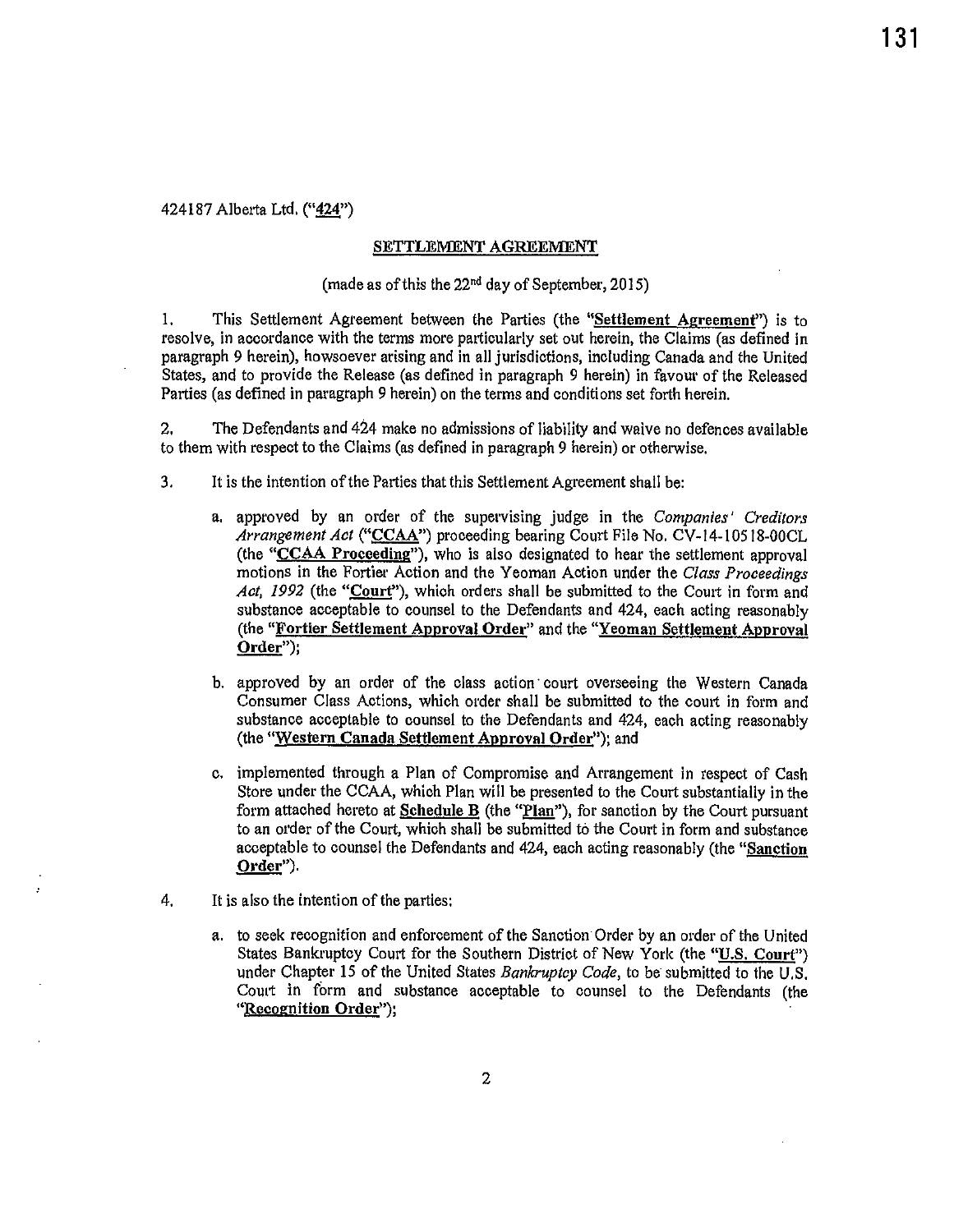424187 Alberta Ltd. ("**424**")

## SETTLEMENT AGREEMENT

(made as of this the 22nd day of September, 2015)

1. This Settlement Agreement between the Parties (the "**Settlement Agreement**") is to resolve, in accordance with the terms more particularly set out herein, the Claims (as defined in paragraph 9 herein), howsoever arising and in all jurisdictions, including Canada and the United States, and to provide the Release (as defined in paragraph 9 herein) in favour of the Released Parties (as defined in paragraph 9 herein) on the terms and conditions set forth herein.

2. The Defendants and 424 make no admissions of liability and waive no defences available to them with respect to the Claims (as defined in paragraph 9 herein) or otherwise.

3. It is the intention of the Parties that this Settlement Agreement shall be:

   a. approved by an order of the supervising judge in the *Companies' Creditors Arrangement Act* ("**CCAA**") proceeding bearing Court File No. CV-14-10518-00CL (the "**CCAA Proceeding**"), who is also designated to hear the settlement approval motions in the Fortier Action and the Yeoman Action under the *Class Proceedings Act, 1992* (the "**Court**"), which orders shall be submitted to the Court in form and substance acceptable to counsel to the Defendants and 424, each acting reasonably (the "**Fortier Settlement Approval Order**" and the "**Yeoman Settlement Approval Order**");

   b. approved by an order of the class action court overseeing the Western Canada Consumer Class Actions, which order shall be submitted to the court in form and substance acceptable to counsel to the Defendants and 424, each acting reasonably (the "**Western Canada Settlement Approval Order**"); and

   c. implemented through a Plan of Compromise and Arrangement in respect of Cash Store under the CCAA, which Plan will be presented to the Court substantially in the form attached hereto at **Schedule B** (the "**Plan**"), for sanction by the Court pursuant to an order of the Court, which shall be submitted to the Court in form and substance acceptable to counsel the Defendants and 424, each acting reasonably (the "**Sanction Order**").

4. It is also the intention of the parties:

   a. to seek recognition and enforcement of the Sanction Order by an order of the United States Bankruptcy Court for the Southern District of New York (the "**U.S. Court**") under Chapter 15 of the United States *Bankruptcy Code*, to be submitted to the U.S. Court in form and substance acceptable to counsel to the Defendants (the "**Recognition Order**");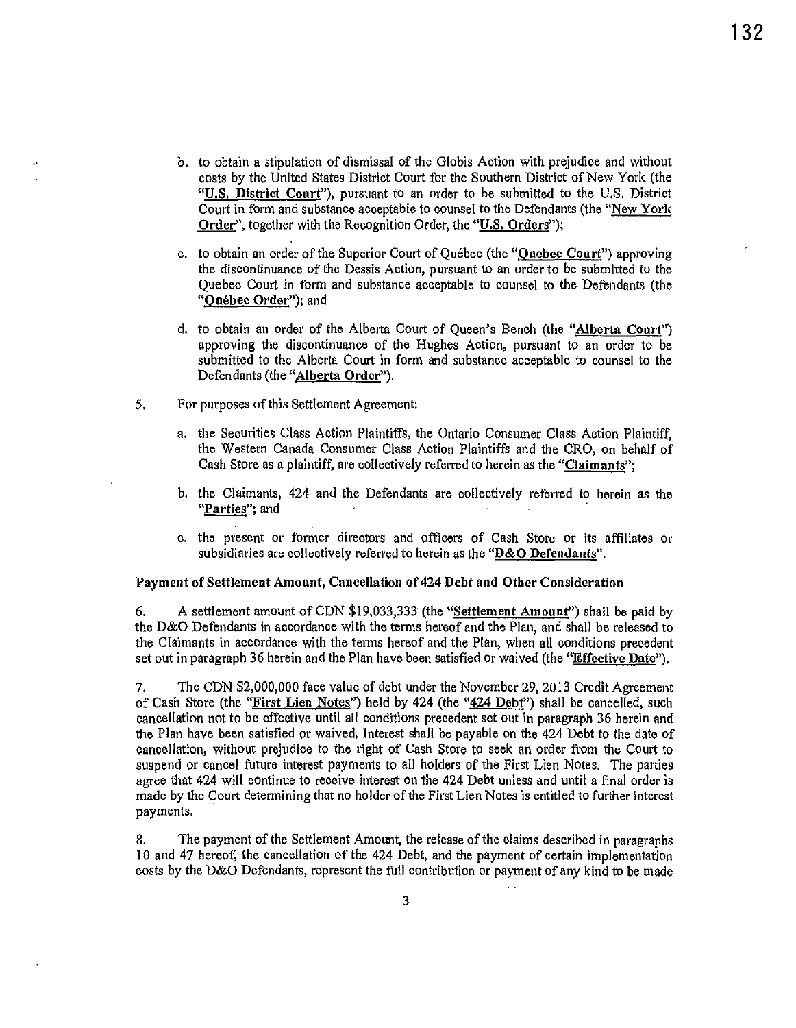b. to obtain a stipulation of dismissal of the Globis Action with prejudice and without costs by the United States District Court for the Southern District of New York (the "**U.S. District Court**"), pursuant to an order to be submitted to the U.S. District Court in form and substance acceptable to counsel to the Defendants (the "**New York Order**", together with the Recognition Order, the "**U.S. Orders**");

c. to obtain an order of the Superior Court of Québec (the "**Quebec Court**") approving the discontinuance of the Dessis Action, pursuant to an order to be submitted to the Quebec Court in form and substance acceptable to counsel to the Defendants (the "**Québec Order**"); and

d. to obtain an order of the Alberta Court of Queen's Bench (the "**Alberta Court**") approving the discontinuance of the Hughes Action, pursuant to an order to be submitted to the Alberta Court in form and substance acceptable to counsel to the Defendants (the "**Alberta Order**").

5. For purposes of this Settlement Agreement:

a. the Securities Class Action Plaintiffs, the Ontario Consumer Class Action Plaintiff, the Western Canada Consumer Class Action Plaintiffs and the CRO, on behalf of Cash Store as a plaintiff, are collectively referred to herein as the "**Claimants**";

b. the Claimants, 424 and the Defendants are collectively referred to herein as the "**Parties**"; and

c. the present or former directors and officers of Cash Store or its affiliates or subsidiaries are collectively referred to herein as the "**D&O Defendants**".

**Payment of Settlement Amount, Cancellation of 424 Debt and Other Consideration**

6. A settlement amount of CDN $19,033,333 (the "**Settlement Amount**") shall be paid by the D&O Defendants in accordance with the terms hereof and the Plan, and shall be released to the Claimants in accordance with the terms hereof and the Plan, when all conditions precedent set out in paragraph 36 herein and the Plan have been satisfied or waived (the "**Effective Date**").

7. The CDN $2,000,000 face value of debt under the November 29, 2013 Credit Agreement of Cash Store (the "**First Lien Notes**") held by 424 (the "**424 Debt**") shall be cancelled, such cancellation not to be effective until all conditions precedent set out in paragraph 36 herein and the Plan have been satisfied or waived. Interest shall be payable on the 424 Debt to the date of cancellation, without prejudice to the right of Cash Store to seek an order from the Court to suspend or cancel future interest payments to all holders of the First Lien Notes. The parties agree that 424 will continue to receive interest on the 424 Debt unless and until a final order is made by the Court determining that no holder of the First Lien Notes is entitled to further interest payments.

8. The payment of the Settlement Amount, the release of the claims described in paragraphs 10 and 47 hereof, the cancellation of the 424 Debt, and the payment of certain implementation costs by the D&O Defendants, represent the full contribution or payment of any kind to be made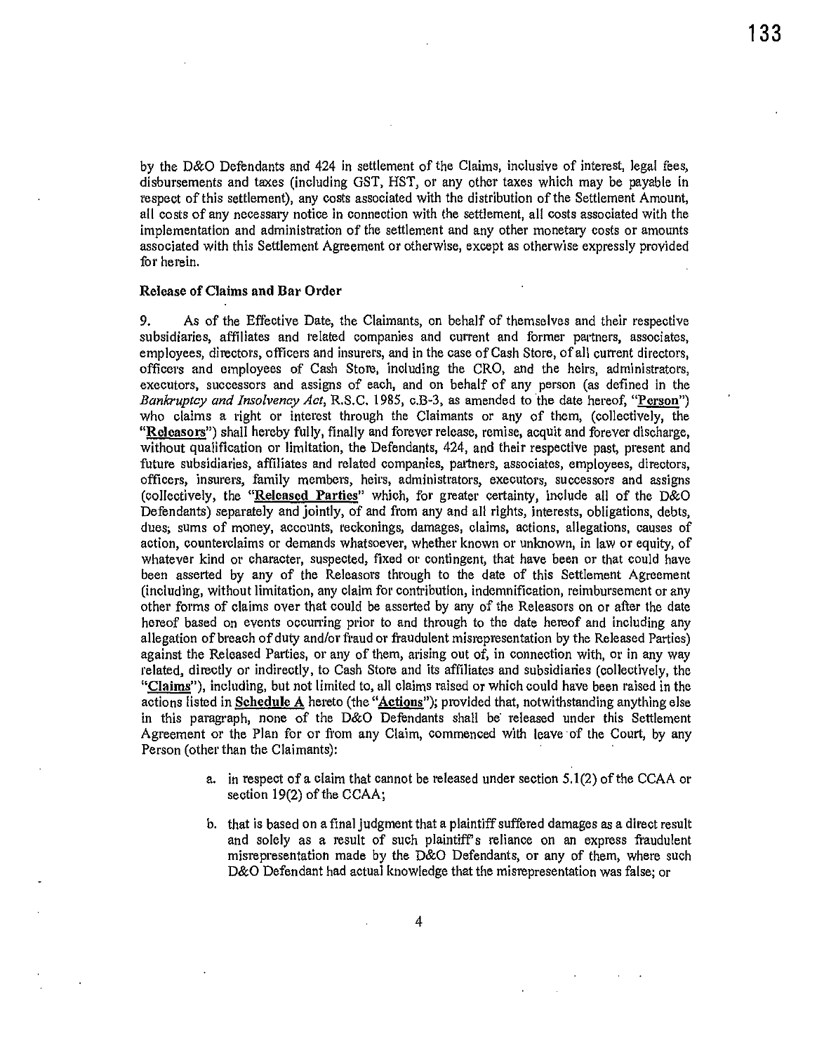by the D&O Defendants and 424 in settlement of the Claims, inclusive of interest, legal fees, disbursements and taxes (including GST, HST, or any other taxes which may be payable in respect of this settlement), any costs associated with the distribution of the Settlement Amount, all costs of any necessary notice in connection with the settlement, all costs associated with the implementation and administration of the settlement and any other monetary costs or amounts associated with this Settlement Agreement or otherwise, except as otherwise expressly provided for herein.

**Release of Claims and Bar Order**

9. As of the Effective Date, the Claimants, on behalf of themselves and their respective subsidiaries, affiliates and related companies and current and former partners, associates, employees, directors, officers and insurers, and in the case of Cash Store, of all current directors, officers and employees of Cash Store, including the CRO, and the heirs, administrators, executors, successors and assigns of each, and on behalf of any person (as defined in the *Bankruptcy and Insolvency Act*, R.S.C. 1985, c.B-3, as amended to the date hereof, "**Person**") who claims a right or interest through the Claimants or any of them, (collectively, the "**Releasors**") shall hereby fully, finally and forever release, remise, acquit and forever discharge, without qualification or limitation, the Defendants, 424, and their respective past, present and future subsidiaries, affiliates and related companies, partners, associates, employees, directors, officers, insurers, family members, heirs, administrators, executors, successors and assigns (collectively, the "**Released Parties**" which, for greater certainty, include all of the D&O Defendants) separately and jointly, of and from any and all rights, interests, obligations, debts, dues, sums of money, accounts, reckonings, damages, claims, actions, allegations, causes of action, counterclaims or demands whatsoever, whether known or unknown, in law or equity, of whatever kind or character, suspected, fixed or contingent, that have been or that could have been asserted by any of the Releasors through to the date of this Settlement Agreement (including, without limitation, any claim for contribution, indemnification, reimbursement or any other forms of claims over that could be asserted by any of the Releasors on or after the date hereof based on events occurring prior to and through to the date hereof and including any allegation of breach of duty and/or fraud or fraudulent misrepresentation by the Released Parties) against the Released Parties, or any of them, arising out of, in connection with, or in any way related, directly or indirectly, to Cash Store and its affiliates and subsidiaries (collectively, the "**Claims**"), including, but not limited to, all claims raised or which could have been raised in the actions listed in **Schedule A** hereto (the "**Actions**"); provided that, notwithstanding anything else in this paragraph, none of the D&O Defendants shall be released under this Settlement Agreement or the Plan for or from any Claim, commenced with leave of the Court, by any Person (other than the Claimants):

a. in respect of a claim that cannot be released under section 5.1(2) of the CCAA or section 19(2) of the CCAA;

b. that is based on a final judgment that a plaintiff suffered damages as a direct result and solely as a result of such plaintiff's reliance on an express fraudulent misrepresentation made by the D&O Defendants, or any of them, where such D&O Defendant had actual knowledge that the misrepresentation was false; or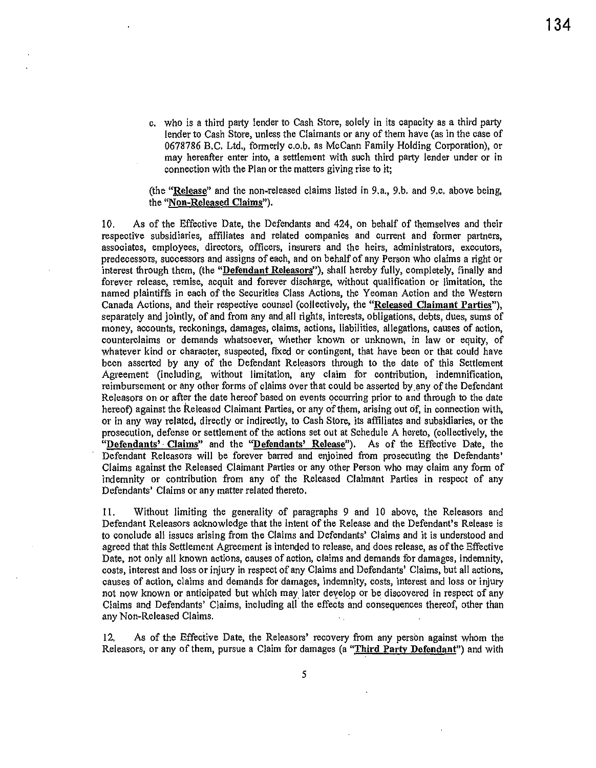c. who is a third party lender to Cash Store, solely in its capacity as a third party lender to Cash Store, unless the Claimants or any of them have (as in the case of 0678786 B.C. Ltd., formerly c.o.b. as McCann Family Holding Corporation), or may hereafter enter into, a settlement with such third party lender under or in connection with the Plan or the matters giving rise to it;

(the "**Release**" and the non-released claims listed in 9.a., 9.b. and 9.c. above being, the "**Non-Released Claims**").

10. As of the Effective Date, the Defendants and 424, on behalf of themselves and their respective subsidiaries, affiliates and related companies and current and former partners, associates, employees, directors, officers, insurers and the heirs, administrators, executors, predecessors, successors and assigns of each, and on behalf of any Person who claims a right or interest through them, (the "**Defendant Releasors**"), shall hereby fully, completely, finally and forever release, remise, acquit and forever discharge, without qualification or limitation, the named plaintiffs in each of the Securities Class Actions, the Yeoman Action and the Western Canada Actions, and their respective counsel (collectively, the "**Released Claimant Parties**"), separately and jointly, of and from any and all rights, interests, obligations, debts, dues, sums of money, accounts, reckonings, damages, claims, actions, liabilities, allegations, causes of action, counterclaims or demands whatsoever, whether known or unknown, in law or equity, of whatever kind or character, suspected, fixed or contingent, that have been or that could have been asserted by any of the Defendant Releasors through to the date of this Settlement Agreement (including, without limitation, any claim for contribution, indemnification, reimbursement or any other forms of claims over that could be asserted by any of the Defendant Releasors on or after the date hereof based on events occurring prior to and through to the date hereof) against the Released Claimant Parties, or any of them, arising out of, in connection with, or in any way related, directly or indirectly, to Cash Store, its affiliates and subsidiaries, or the prosecution, defense or settlement of the actions set out at Schedule A hereto, (collectively, the "**Defendants' Claims**" and the "**Defendants' Release**"). As of the Effective Date, the Defendant Releasors will be forever barred and enjoined from prosecuting the Defendants' Claims against the Released Claimant Parties or any other Person who may claim any form of indemnity or contribution from any of the Released Claimant Parties in respect of any Defendants' Claims or any matter related thereto.

11. Without limiting the generality of paragraphs 9 and 10 above, the Releasors and Defendant Releasors acknowledge that the intent of the Release and the Defendant's Release is to conclude all issues arising from the Claims and Defendants' Claims and it is understood and agreed that this Settlement Agreement is intended to release, and does release, as of the Effective Date, not only all known actions, causes of action, claims and demands for damages, indemnity, costs, interest and loss or injury in respect of any Claims and Defendants' Claims, but all actions, causes of action, claims and demands for damages, indemnity, costs, interest and loss or injury not now known or anticipated but which may later develop or be discovered in respect of any Claims and Defendants' Claims, including all the effects and consequences thereof, other than any Non-Released Claims.

12. As of the Effective Date, the Releasors' recovery from any person against whom the Releasors, or any of them, pursue a Claim for damages (a "**Third Party Defendant**") and with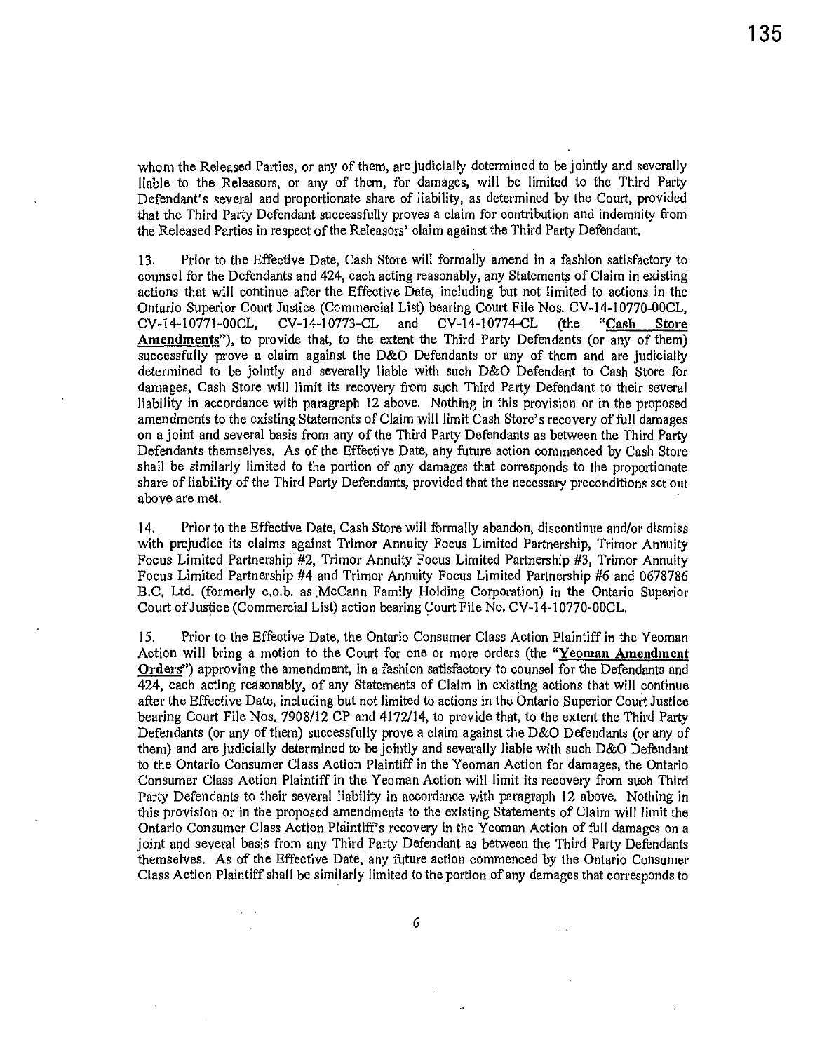whom the Released Parties, or any of them, are judicially determined to be jointly and severally liable to the Releasors, or any of them, for damages, will be limited to the Third Party Defendant's several and proportionate share of liability, as determined by the Court, provided that the Third Party Defendant successfully proves a claim for contribution and indemnity from the Released Parties in respect of the Releasors' claim against the Third Party Defendant.

13. Prior to the Effective Date, Cash Store will formally amend in a fashion satisfactory to counsel for the Defendants and 424, each acting reasonably, any Statements of Claim in existing actions that will continue after the Effective Date, including but not limited to actions in the Ontario Superior Court Justice (Commercial List) bearing Court File Nos. CV-14-10770-00CL, CV-14-10771-00CL, CV-14-10773-CL and CV-14-10774-CL (the "**Cash Store Amendments**"), to provide that, to the extent the Third Party Defendants (or any of them) successfully prove a claim against the D&O Defendants or any of them and are judicially determined to be jointly and severally liable with such D&O Defendant to Cash Store for damages, Cash Store will limit its recovery from such Third Party Defendant to their several liability in accordance with paragraph 12 above. Nothing in this provision or in the proposed amendments to the existing Statements of Claim will limit Cash Store's recovery of full damages on a joint and several basis from any of the Third Party Defendants as between the Third Party Defendants themselves. As of the Effective Date, any future action commenced by Cash Store shall be similarly limited to the portion of any damages that corresponds to the proportionate share of liability of the Third Party Defendants, provided that the necessary preconditions set out above are met.

14. Prior to the Effective Date, Cash Store will formally abandon, discontinue and/or dismiss with prejudice its claims against Trimor Annuity Focus Limited Partnership, Trimor Annuity Focus Limited Partnership #2, Trimor Annuity Focus Limited Partnership #3, Trimor Annuity Focus Limited Partnership #4 and Trimor Annuity Focus Limited Partnership #6 and 0678786 B.C. Ltd. (formerly c.o.b. as McCann Family Holding Corporation) in the Ontario Superior Court of Justice (Commercial List) action bearing Court File No. CV-14-10770-00CL.

15. Prior to the Effective Date, the Ontario Consumer Class Action Plaintiff in the Yeoman Action will bring a motion to the Court for one or more orders (the "**Yeoman Amendment Orders**") approving the amendment, in a fashion satisfactory to counsel for the Defendants and 424, each acting reasonably, of any Statements of Claim in existing actions that will continue after the Effective Date, including but not limited to actions in the Ontario Superior Court Justice bearing Court File Nos. 7908/12 CP and 4172/14, to provide that, to the extent the Third Party Defendants (or any of them) successfully prove a claim against the D&O Defendants (or any of them) and are judicially determined to be jointly and severally liable with such D&O Defendant to the Ontario Consumer Class Action Plaintiff in the Yeoman Action for damages, the Ontario Consumer Class Action Plaintiff in the Yeoman Action will limit its recovery from such Third Party Defendants to their several liability in accordance with paragraph 12 above. Nothing in this provision or in the proposed amendments to the existing Statements of Claim will limit the Ontario Consumer Class Action Plaintiff's recovery in the Yeoman Action of full damages on a joint and several basis from any Third Party Defendant as between the Third Party Defendants themselves. As of the Effective Date, any future action commenced by the Ontario Consumer Class Action Plaintiff shall be similarly limited to the portion of any damages that corresponds to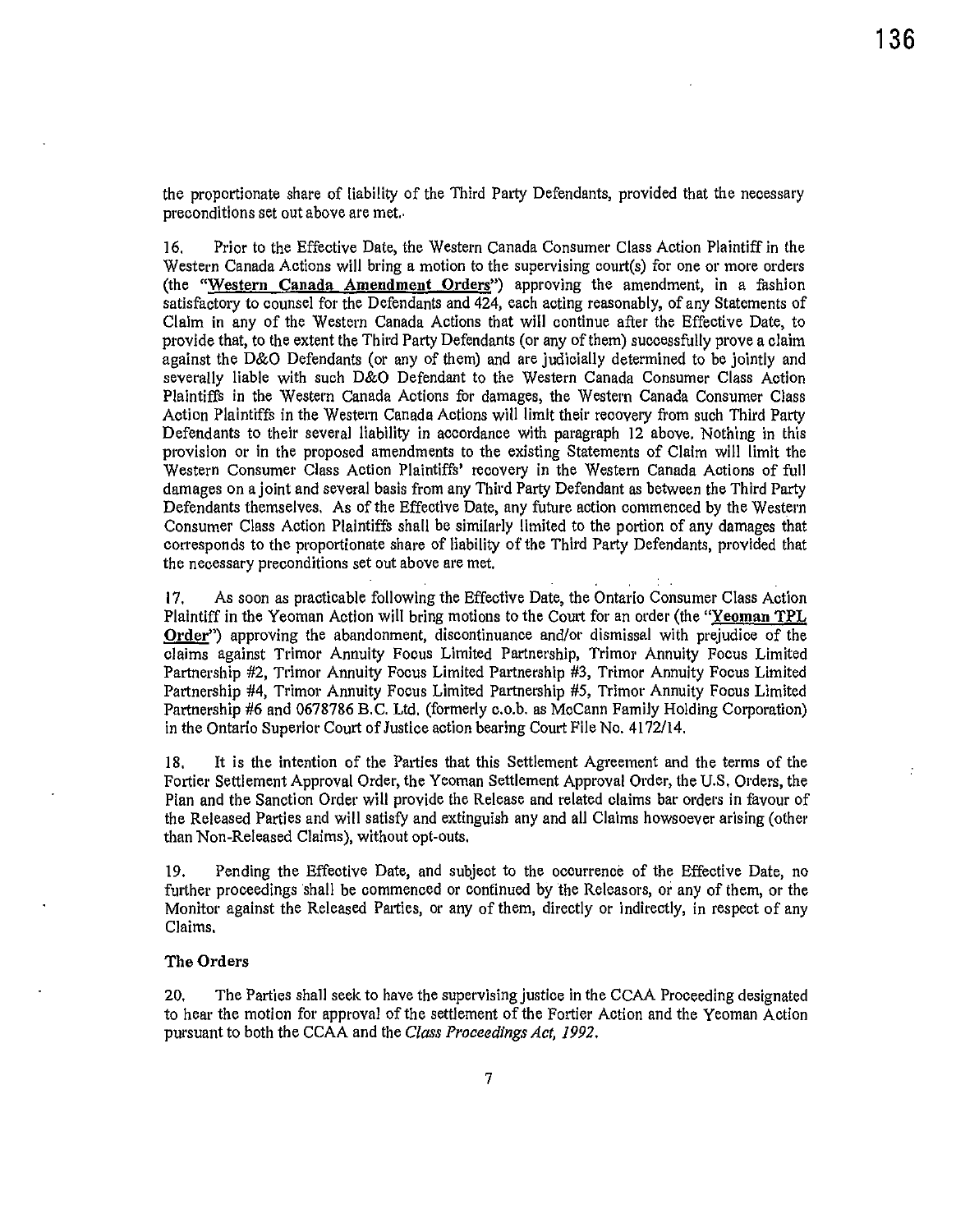the proportionate share of liability of the Third Party Defendants, provided that the necessary preconditions set out above are met.

16. Prior to the Effective Date, the Western Canada Consumer Class Action Plaintiff in the Western Canada Actions will bring a motion to the supervising court(s) for one or more orders (the "**Western Canada Amendment Orders**") approving the amendment, in a fashion satisfactory to counsel for the Defendants and 424, each acting reasonably, of any Statements of Claim in any of the Western Canada Actions that will continue after the Effective Date, to provide that, to the extent the Third Party Defendants (or any of them) successfully prove a claim against the D&O Defendants (or any of them) and are judicially determined to be jointly and severally liable with such D&O Defendant to the Western Canada Consumer Class Action Plaintiffs in the Western Canada Actions for damages, the Western Canada Consumer Class Action Plaintiffs in the Western Canada Actions will limit their recovery from such Third Party Defendants to their several liability in accordance with paragraph 12 above. Nothing in this provision or in the proposed amendments to the existing Statements of Claim will limit the Western Consumer Class Action Plaintiffs' recovery in the Western Canada Actions of full damages on a joint and several basis from any Third Party Defendant as between the Third Party Defendants themselves. As of the Effective Date, any future action commenced by the Western Consumer Class Action Plaintiffs shall be similarly limited to the portion of any damages that corresponds to the proportionate share of liability of the Third Party Defendants, provided that the necessary preconditions set out above are met.

17. As soon as practicable following the Effective Date, the Ontario Consumer Class Action Plaintiff in the Yeoman Action will bring motions to the Court for an order (the "**Yeoman TPL Order**") approving the abandonment, discontinuance and/or dismissal with prejudice of the claims against Trimor Annuity Focus Limited Partnership, Trimor Annuity Focus Limited Partnership #2, Trimor Annuity Focus Limited Partnership #3, Trimor Annuity Focus Limited Partnership #4, Trimor Annuity Focus Limited Partnership #5, Trimor Annuity Focus Limited Partnership #6 and 0678786 B.C. Ltd. (formerly c.o.b. as McCann Family Holding Corporation) in the Ontario Superior Court of Justice action bearing Court File No. 4172/14.

18. It is the intention of the Parties that this Settlement Agreement and the terms of the Fortier Settlement Approval Order, the Yeoman Settlement Approval Order, the U.S. Orders, the Plan and the Sanction Order will provide the Release and related claims bar orders in favour of the Released Parties and will satisfy and extinguish any and all Claims howsoever arising (other than Non-Released Claims), without opt-outs.

19. Pending the Effective Date, and subject to the occurrence of the Effective Date, no further proceedings shall be commenced or continued by the Releasors, or any of them, or the Monitor against the Released Parties, or any of them, directly or indirectly, in respect of any Claims.

### The Orders

20. The Parties shall seek to have the supervising justice in the CCAA Proceeding designated to hear the motion for approval of the settlement of the Fortier Action and the Yeoman Action pursuant to both the CCAA and the *Class Proceedings Act, 1992*.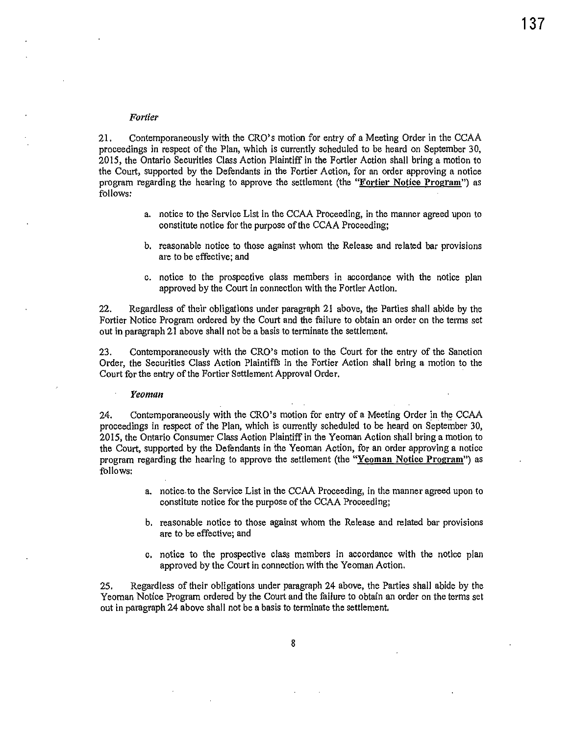*Fortier*

21. Contemporaneously with the CRO's motion for entry of a Meeting Order in the CCAA proceedings in respect of the Plan, which is currently scheduled to be heard on September 30, 2015, the Ontario Securities Class Action Plaintiff in the Fortier Action shall bring a motion to the Court, supported by the Defendants in the Fortier Action, for an order approving a notice program regarding the hearing to approve the settlement (the "**Fortier Notice Program**") as follows:

a. notice to the Service List in the CCAA Proceeding, in the manner agreed upon to constitute notice for the purpose of the CCAA Proceeding;

b. reasonable notice to those against whom the Release and related bar provisions are to be effective; and

c. notice to the prospective class members in accordance with the notice plan approved by the Court in connection with the Fortier Action.

22. Regardless of their obligations under paragraph 21 above, the Parties shall abide by the Fortier Notice Program ordered by the Court and the failure to obtain an order on the terms set out in paragraph 21 above shall not be a basis to terminate the settlement.

23. Contemporaneously with the CRO's motion to the Court for the entry of the Sanction Order, the Securities Class Action Plaintiffs in the Fortier Action shall bring a motion to the Court for the entry of the Fortier Settlement Approval Order.

*Yeoman*

24. Contemporaneously with the CRO's motion for entry of a Meeting Order in the CCAA proceedings in respect of the Plan, which is currently scheduled to be heard on September 30, 2015, the Ontario Consumer Class Action Plaintiff in the Yeoman Action shall bring a motion to the Court, supported by the Defendants in the Yeoman Action, for an order approving a notice program regarding the hearing to approve the settlement (the "**Yeoman Notice Program**") as follows:

a. notice to the Service List in the CCAA Proceeding, in the manner agreed upon to constitute notice for the purpose of the CCAA Proceeding;

b. reasonable notice to those against whom the Release and related bar provisions are to be effective; and

c. notice to the prospective class members in accordance with the notice plan approved by the Court in connection with the Yeoman Action.

25. Regardless of their obligations under paragraph 24 above, the Parties shall abide by the Yeoman Notice Program ordered by the Court and the failure to obtain an order on the terms set out in paragraph 24 above shall not be a basis to terminate the settlement.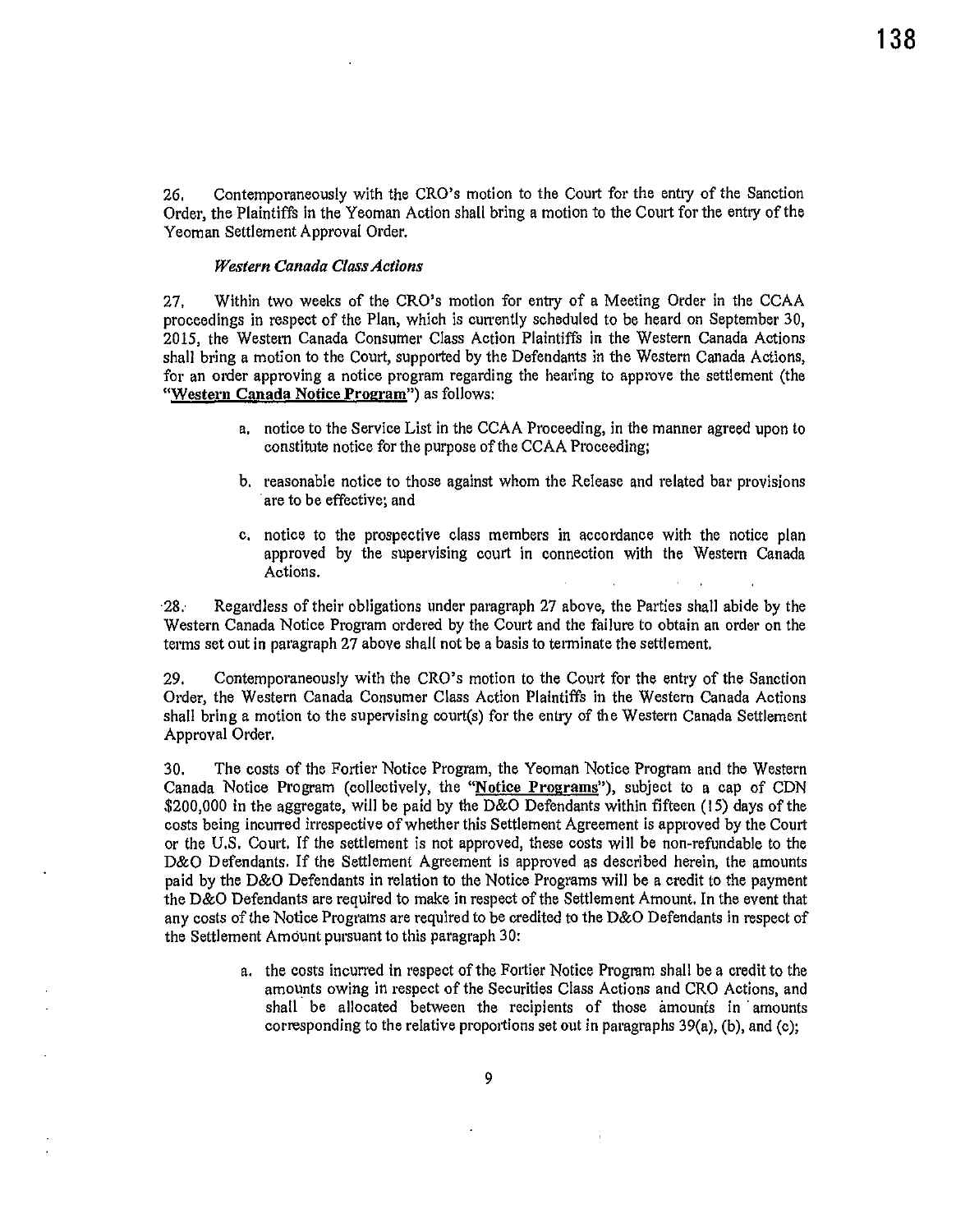26. Contemporaneously with the CRO's motion to the Court for the entry of the Sanction Order, the Plaintiffs in the Yeoman Action shall bring a motion to the Court for the entry of the Yeoman Settlement Approval Order.

*Western Canada Class Actions*

27. Within two weeks of the CRO's motion for entry of a Meeting Order in the CCAA proceedings in respect of the Plan, which is currently scheduled to be heard on September 30, 2015, the Western Canada Consumer Class Action Plaintiffs in the Western Canada Actions shall bring a motion to the Court, supported by the Defendants in the Western Canada Actions, for an order approving a notice program regarding the hearing to approve the settlement (the "**Western Canada Notice Program**") as follows:

a. notice to the Service List in the CCAA Proceeding, in the manner agreed upon to constitute notice for the purpose of the CCAA Proceeding;

b. reasonable notice to those against whom the Release and related bar provisions are to be effective; and

c. notice to the prospective class members in accordance with the notice plan approved by the supervising court in connection with the Western Canada Actions.

28. Regardless of their obligations under paragraph 27 above, the Parties shall abide by the Western Canada Notice Program ordered by the Court and the failure to obtain an order on the terms set out in paragraph 27 above shall not be a basis to terminate the settlement.

29. Contemporaneously with the CRO's motion to the Court for the entry of the Sanction Order, the Western Canada Consumer Class Action Plaintiffs in the Western Canada Actions shall bring a motion to the supervising court(s) for the entry of the Western Canada Settlement Approval Order.

30. The costs of the Fortier Notice Program, the Yeoman Notice Program and the Western Canada Notice Program (collectively, the "**Notice Programs**"), subject to a cap of CDN $200,000 in the aggregate, will be paid by the D&O Defendants within fifteen (15) days of the costs being incurred irrespective of whether this Settlement Agreement is approved by the Court or the U.S. Court. If the settlement is not approved, these costs will be non-refundable to the D&O Defendants. If the Settlement Agreement is approved as described herein, the amounts paid by the D&O Defendants in relation to the Notice Programs will be a credit to the payment the D&O Defendants are required to make in respect of the Settlement Amount. In the event that any costs of the Notice Programs are required to be credited to the D&O Defendants in respect of the Settlement Amount pursuant to this paragraph 30:

a. the costs incurred in respect of the Fortier Notice Program shall be a credit to the amounts owing in respect of the Securities Class Actions and CRO Actions, and shall be allocated between the recipients of those amounts in amounts corresponding to the relative proportions set out in paragraphs 39(a), (b), and (c);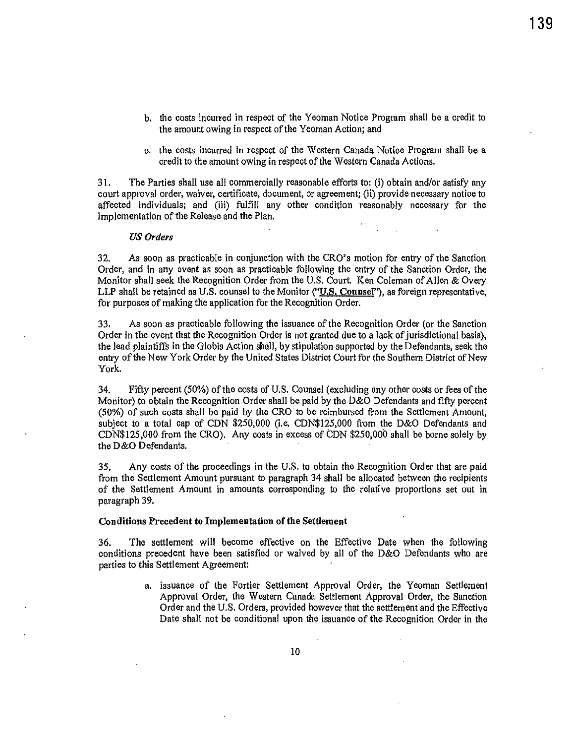b. the costs incurred in respect of the Yeoman Notice Program shall be a credit to the amount owing in respect of the Yeoman Action; and

c. the costs incurred in respect of the Western Canada Notice Program shall be a credit to the amount owing in respect of the Western Canada Actions.

31. The Parties shall use all commercially reasonable efforts to: (i) obtain and/or satisfy any court approval order, waiver, certificate, document, or agreement; (ii) provide necessary notice to affected individuals; and (iii) fulfill any other condition reasonably necessary for the implementation of the Release and the Plan.

*US Orders*

32. As soon as practicable in conjunction with the CRO's motion for entry of the Sanction Order, and in any event as soon as practicable following the entry of the Sanction Order, the Monitor shall seek the Recognition Order from the U.S. Court. Ken Coleman of Allen & Overy LLP shall be retained as U.S. counsel to the Monitor ("**U.S. Counsel**"), as foreign representative, for purposes of making the application for the Recognition Order.

33. As soon as practicable following the issuance of the Recognition Order (or the Sanction Order in the event that the Recognition Order is not granted due to a lack of jurisdictional basis), the lead plaintiffs in the Globis Action shall, by stipulation supported by the Defendants, seek the entry of the New York Order by the United States District Court for the Southern District of New York.

34. Fifty percent (50%) of the costs of U.S. Counsel (excluding any other costs or fees of the Monitor) to obtain the Recognition Order shall be paid by the D&O Defendants and fifty percent (50%) of such costs shall be paid by the CRO to be reimbursed from the Settlement Amount, subject to a total cap of CDN $250,000 (i.e. CDN$125,000 from the D&O Defendants and CDN$125,000 from the CRO). Any costs in excess of CDN $250,000 shall be borne solely by the D&O Defendants.

35. Any costs of the proceedings in the U.S. to obtain the Recognition Order that are paid from the Settlement Amount pursuant to paragraph 34 shall be allocated between the recipients of the Settlement Amount in amounts corresponding to the relative proportions set out in paragraph 39.

**Conditions Precedent to Implementation of the Settlement**

36. The settlement will become effective on the Effective Date when the following conditions precedent have been satisfied or waived by all of the D&O Defendants who are parties to this Settlement Agreement:

a. issuance of the Fortier Settlement Approval Order, the Yeoman Settlement Approval Order, the Western Canada Settlement Approval Order, the Sanction Order and the U.S. Orders, provided however that the settlement and the Effective Date shall not be conditional upon the issuance of the Recognition Order in the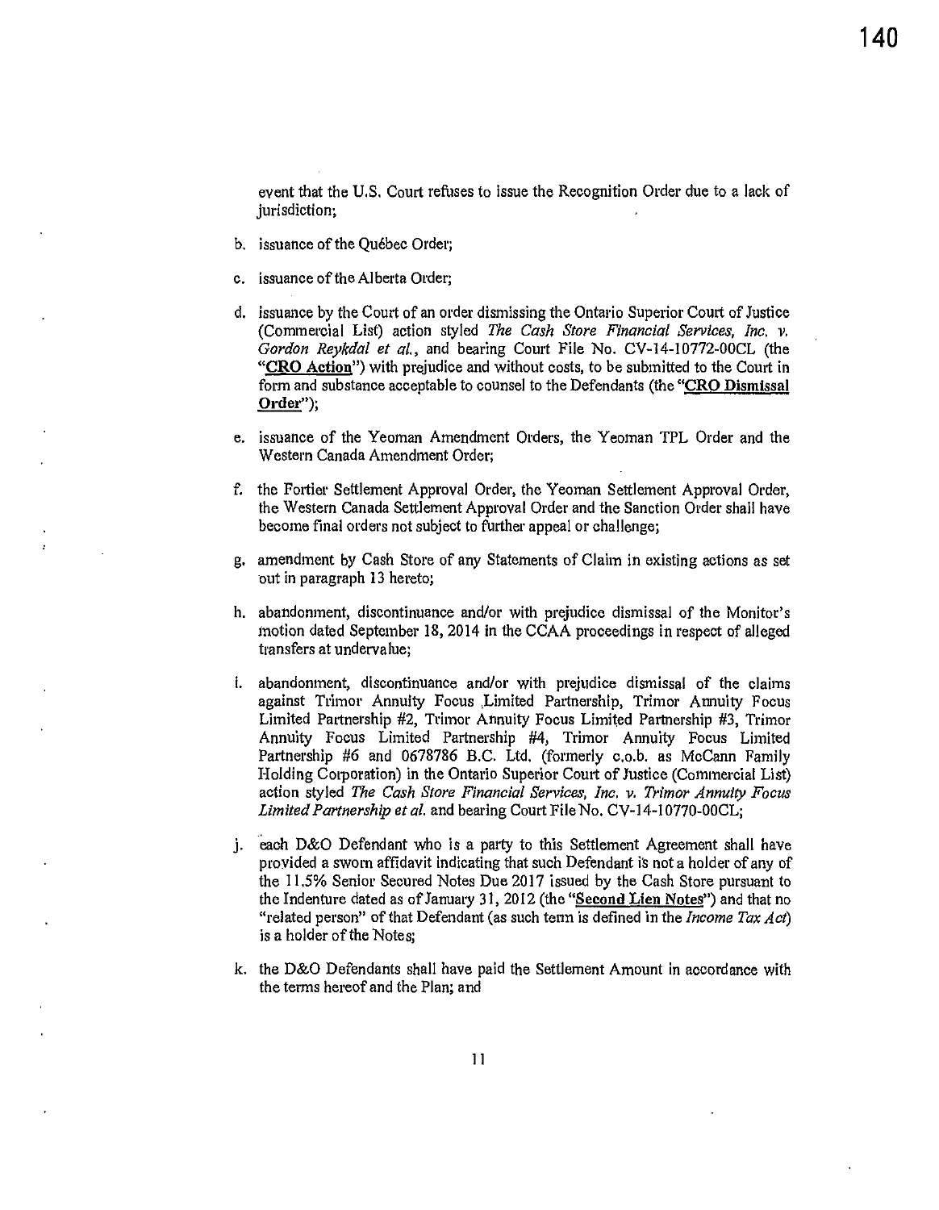event that the U.S. Court refuses to issue the Recognition Order due to a lack of jurisdiction;

b. issuance of the Québec Order;

c. issuance of the Alberta Order;

d. issuance by the Court of an order dismissing the Ontario Superior Court of Justice (Commercial List) action styled *The Cash Store Financial Services, Inc. v. Gordon Reykdal et al.*, and bearing Court File No. CV-14-10772-00CL (the "**CRO Action**") with prejudice and without costs, to be submitted to the Court in form and substance acceptable to counsel to the Defendants (the "**CRO Dismissal Order**");

e. issuance of the Yeoman Amendment Orders, the Yeoman TPL Order and the Western Canada Amendment Order;

f. the Fortier Settlement Approval Order, the Yeoman Settlement Approval Order, the Western Canada Settlement Approval Order and the Sanction Order shall have become final orders not subject to further appeal or challenge;

g. amendment by Cash Store of any Statements of Claim in existing actions as set out in paragraph 13 hereto;

h. abandonment, discontinuance and/or with prejudice dismissal of the Monitor's motion dated September 18, 2014 in the CCAA proceedings in respect of alleged transfers at undervalue;

i. abandonment, discontinuance and/or with prejudice dismissal of the claims against Trimor Annuity Focus Limited Partnership, Trimor Annuity Focus Limited Partnership #2, Trimor Annuity Focus Limited Partnership #3, Trimor Annuity Focus Limited Partnership #4, Trimor Annuity Focus Limited Partnership #6 and 0678786 B.C. Ltd. (formerly c.o.b. as McCann Family Holding Corporation) in the Ontario Superior Court of Justice (Commercial List) action styled *The Cash Store Financial Services, Inc. v. Trimor Annuity Focus Limited Partnership et al.* and bearing Court File No. CV-14-10770-00CL;

j. each D&O Defendant who is a party to this Settlement Agreement shall have provided a sworn affidavit indicating that such Defendant is not a holder of any of the 11.5% Senior Secured Notes Due 2017 issued by the Cash Store pursuant to the Indenture dated as of January 31, 2012 (the "**Second Lien Notes**") and that no "related person" of that Defendant (as such term is defined in the *Income Tax Act*) is a holder of the Notes;

k. the D&O Defendants shall have paid the Settlement Amount in accordance with the terms hereof and the Plan; and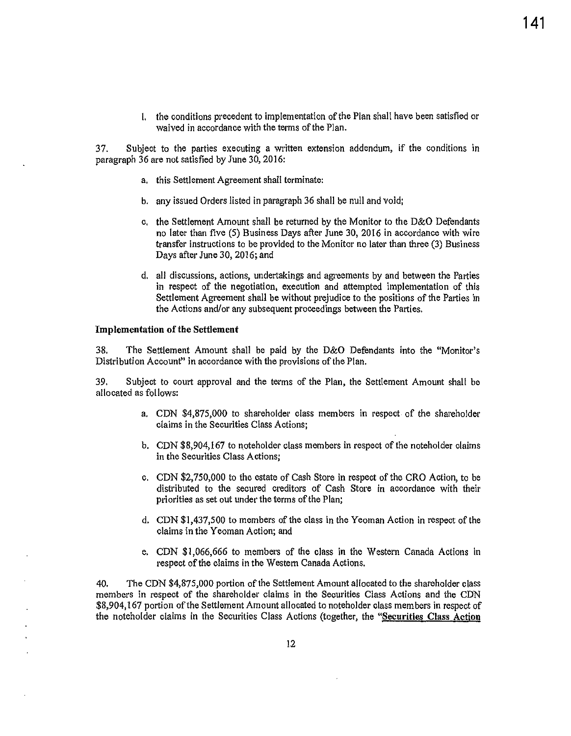l. the conditions precedent to implementation of the Plan shall have been satisfied or waived in accordance with the terms of the Plan.

37. Subject to the parties executing a written extension addendum, if the conditions in paragraph 36 are not satisfied by June 30, 2016:

a. this Settlement Agreement shall terminate:

b. any issued Orders listed in paragraph 36 shall be null and void;

c. the Settlement Amount shall be returned by the Monitor to the D&O Defendants no later than five (5) Business Days after June 30, 2016 in accordance with wire transfer instructions to be provided to the Monitor no later than three (3) Business Days after June 30, 2016; and

d. all discussions, actions, undertakings and agreements by and between the Parties in respect of the negotiation, execution and attempted implementation of this Settlement Agreement shall be without prejudice to the positions of the Parties in the Actions and/or any subsequent proceedings between the Parties.

**Implementation of the Settlement**

38. The Settlement Amount shall be paid by the D&O Defendants into the "Monitor's Distribution Account" in accordance with the provisions of the Plan.

39. Subject to court approval and the terms of the Plan, the Settlement Amount shall be allocated as follows:

a. CDN $4,875,000 to shareholder class members in respect of the shareholder claims in the Securities Class Actions;

b. CDN $8,904,167 to noteholder class members in respect of the noteholder claims in the Securities Class Actions;

c. CDN $2,750,000 to the estate of Cash Store in respect of the CRO Action, to be distributed to the secured creditors of Cash Store in accordance with their priorities as set out under the terms of the Plan;

d. CDN $1,437,500 to members of the class in the Yeoman Action in respect of the claims in the Yeoman Action; and

e. CDN $1,066,666 to members of the class in the Western Canada Actions in respect of the claims in the Western Canada Actions.

40. The CDN $4,875,000 portion of the Settlement Amount allocated to the shareholder class members in respect of the shareholder claims in the Securities Class Actions and the CDN $8,904,167 portion of the Settlement Amount allocated to noteholder class members in respect of the noteholder claims in the Securities Class Actions (together, the "**Securities Class Action**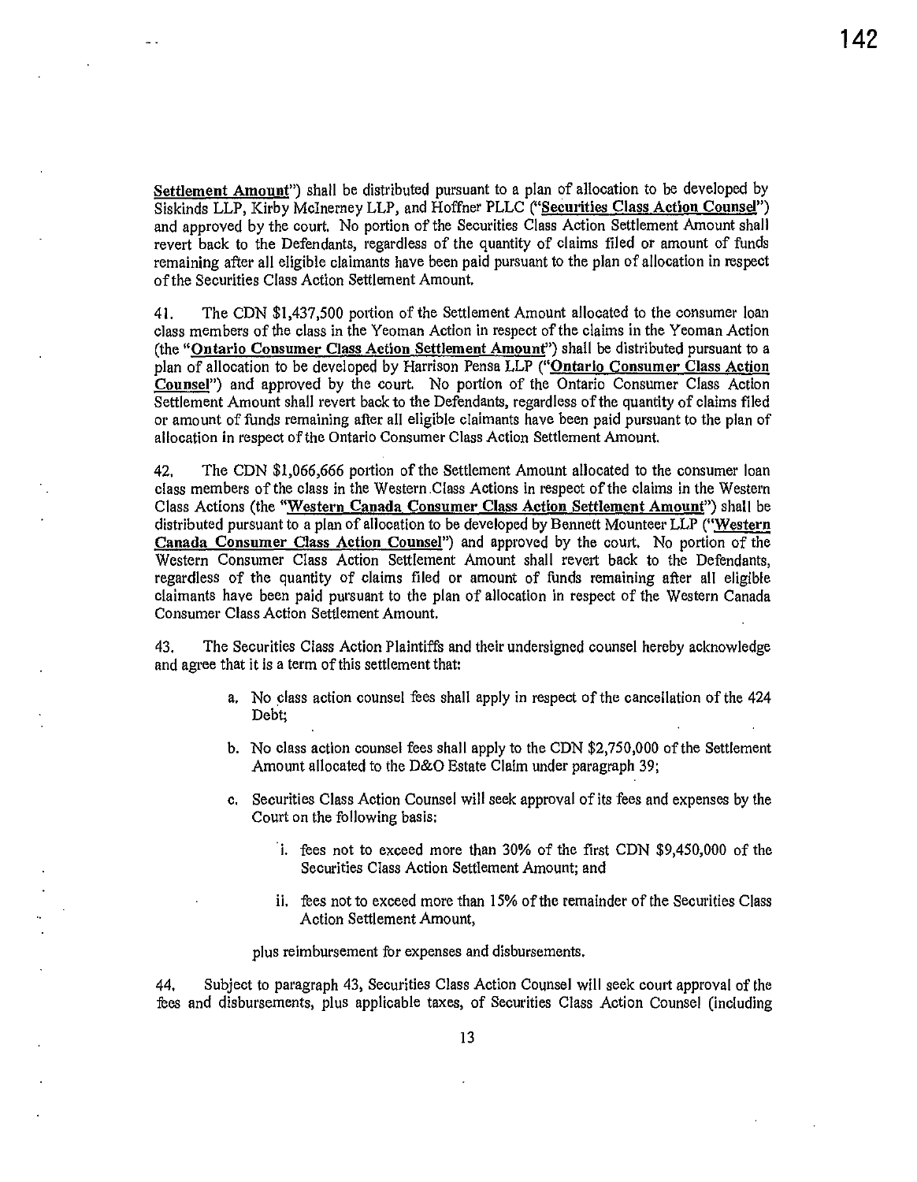**Settlement Amount**") shall be distributed pursuant to a plan of allocation to be developed by Siskinds LLP, Kirby McInerney LLP, and Hoffner PLLC ("**Securities Class Action Counsel**") and approved by the court. No portion of the Securities Class Action Settlement Amount shall revert back to the Defendants, regardless of the quantity of claims filed or amount of funds remaining after all eligible claimants have been paid pursuant to the plan of allocation in respect of the Securities Class Action Settlement Amount.

41. The CDN $1,437,500 portion of the Settlement Amount allocated to the consumer loan class members of the class in the Yeoman Action in respect of the claims in the Yeoman Action (the "**Ontario Consumer Class Action Settlement Amount**") shall be distributed pursuant to a plan of allocation to be developed by Harrison Pensa LLP ("**Ontario Consumer Class Action Counsel**") and approved by the court. No portion of the Ontario Consumer Class Action Settlement Amount shall revert back to the Defendants, regardless of the quantity of claims filed or amount of funds remaining after all eligible claimants have been paid pursuant to the plan of allocation in respect of the Ontario Consumer Class Action Settlement Amount.

42. The CDN $1,066,666 portion of the Settlement Amount allocated to the consumer loan class members of the class in the Western Class Actions in respect of the claims in the Western Class Actions (the "**Western Canada Consumer Class Action Settlement Amount**") shall be distributed pursuant to a plan of allocation to be developed by Bennett Mounteer LLP ("**Western Canada Consumer Class Action Counsel**") and approved by the court. No portion of the Western Consumer Class Action Settlement Amount shall revert back to the Defendants, regardless of the quantity of claims filed or amount of funds remaining after all eligible claimants have been paid pursuant to the plan of allocation in respect of the Western Canada Consumer Class Action Settlement Amount.

43. The Securities Class Action Plaintiffs and their undersigned counsel hereby acknowledge and agree that it is a term of this settlement that:

a. No class action counsel fees shall apply in respect of the cancellation of the 424 Debt;

b. No class action counsel fees shall apply to the CDN $2,750,000 of the Settlement Amount allocated to the D&O Estate Claim under paragraph 39;

c. Securities Class Action Counsel will seek approval of its fees and expenses by the Court on the following basis:

   i. fees not to exceed more than 30% of the first CDN $9,450,000 of the Securities Class Action Settlement Amount; and

   ii. fees not to exceed more than 15% of the remainder of the Securities Class Action Settlement Amount,

plus reimbursement for expenses and disbursements.

44. Subject to paragraph 43, Securities Class Action Counsel will seek court approval of the fees and disbursements, plus applicable taxes, of Securities Class Action Counsel (including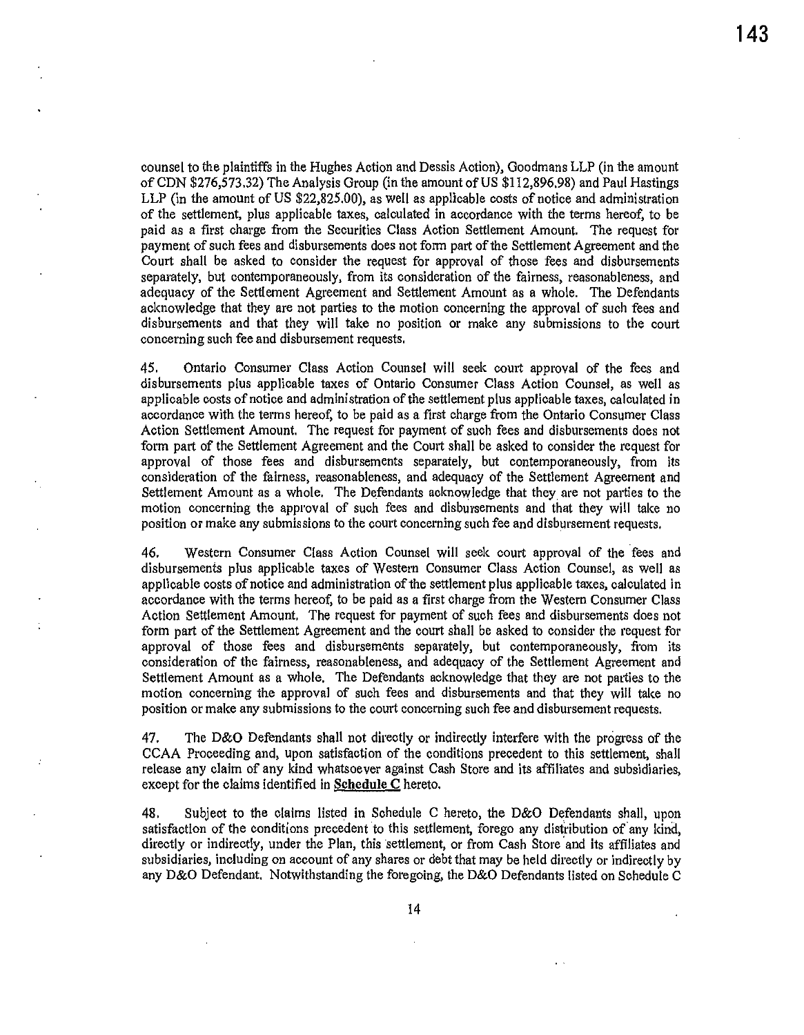counsel to the plaintiffs in the Hughes Action and Dessis Action), Goodmans LLP (in the amount of CDN $276,573.32) The Analysis Group (in the amount of US $112,896.98) and Paul Hastings LLP (in the amount of US $22,825.00), as well as applicable costs of notice and administration of the settlement, plus applicable taxes, calculated in accordance with the terms hereof, to be paid as a first charge from the Securities Class Action Settlement Amount. The request for payment of such fees and disbursements does not form part of the Settlement Agreement and the Court shall be asked to consider the request for approval of those fees and disbursements separately, but contemporaneously, from its consideration of the fairness, reasonableness, and adequacy of the Settlement Agreement and Settlement Amount as a whole. The Defendants acknowledge that they are not parties to the motion concerning the approval of such fees and disbursements and that they will take no position or make any submissions to the court concerning such fee and disbursement requests.

45. Ontario Consumer Class Action Counsel will seek court approval of the fees and disbursements plus applicable taxes of Ontario Consumer Class Action Counsel, as well as applicable costs of notice and administration of the settlement plus applicable taxes, calculated in accordance with the terms hereof, to be paid as a first charge from the Ontario Consumer Class Action Settlement Amount. The request for payment of such fees and disbursements does not form part of the Settlement Agreement and the Court shall be asked to consider the request for approval of those fees and disbursements separately, but contemporaneously, from its consideration of the fairness, reasonableness, and adequacy of the Settlement Agreement and Settlement Amount as a whole. The Defendants acknowledge that they are not parties to the motion concerning the approval of such fees and disbursements and that they will take no position or make any submissions to the court concerning such fee and disbursement requests.

46. Western Consumer Class Action Counsel will seek court approval of the fees and disbursements plus applicable taxes of Western Consumer Class Action Counsel, as well as applicable costs of notice and administration of the settlement plus applicable taxes, calculated in accordance with the terms hereof, to be paid as a first charge from the Western Consumer Class Action Settlement Amount. The request for payment of such fees and disbursements does not form part of the Settlement Agreement and the court shall be asked to consider the request for approval of those fees and disbursements separately, but contemporaneously, from its consideration of the fairness, reasonableness, and adequacy of the Settlement Agreement and Settlement Amount as a whole. The Defendants acknowledge that they are not parties to the motion concerning the approval of such fees and disbursements and that they will take no position or make any submissions to the court concerning such fee and disbursement requests.

47. The D&O Defendants shall not directly or indirectly interfere with the progress of the CCAA Proceeding and, upon satisfaction of the conditions precedent to this settlement, shall release any claim of any kind whatsoever against Cash Store and its affiliates and subsidiaries, except for the claims identified in **Schedule C** hereto.

48. Subject to the claims listed in Schedule C hereto, the D&O Defendants shall, upon satisfaction of the conditions precedent to this settlement, forego any distribution of any kind, directly or indirectly, under the Plan, this settlement, or from Cash Store and its affiliates and subsidiaries, including on account of any shares or debt that may be held directly or indirectly by any D&O Defendant. Notwithstanding the foregoing, the D&O Defendants listed on Schedule C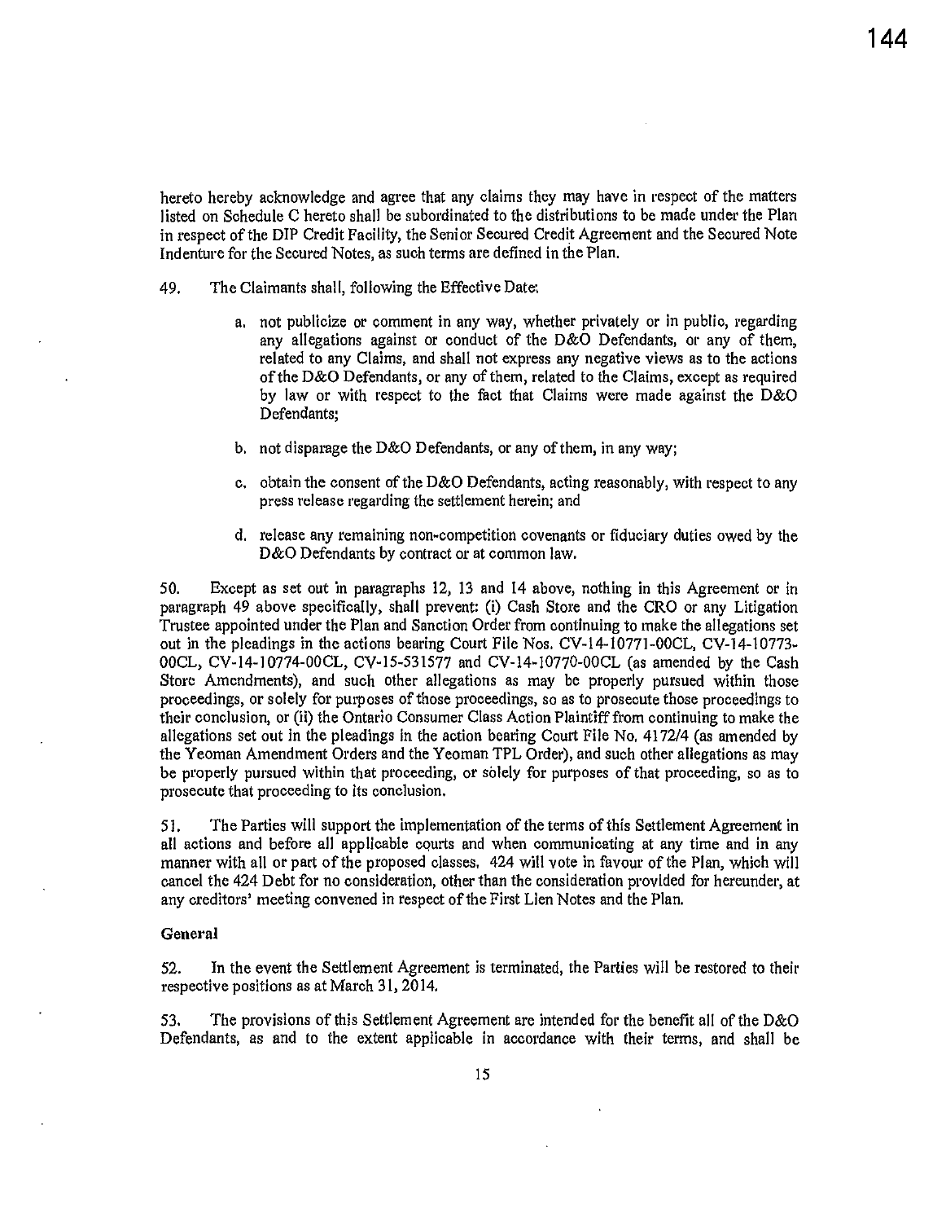hereto hereby acknowledge and agree that any claims they may have in respect of the matters listed on Schedule C hereto shall be subordinated to the distributions to be made under the Plan in respect of the DIP Credit Facility, the Senior Secured Credit Agreement and the Secured Note Indenture for the Secured Notes, as such terms are defined in the Plan.

49. The Claimants shall, following the Effective Date:

a. not publicize or comment in any way, whether privately or in public, regarding any allegations against or conduct of the D&O Defendants, or any of them, related to any Claims, and shall not express any negative views as to the actions of the D&O Defendants, or any of them, related to the Claims, except as required by law or with respect to the fact that Claims were made against the D&O Defendants;

b. not disparage the D&O Defendants, or any of them, in any way;

c. obtain the consent of the D&O Defendants, acting reasonably, with respect to any press release regarding the settlement herein; and

d. release any remaining non-competition covenants or fiduciary duties owed by the D&O Defendants by contract or at common law.

50. Except as set out in paragraphs 12, 13 and 14 above, nothing in this Agreement or in paragraph 49 above specifically, shall prevent: (i) Cash Store and the CRO or any Litigation Trustee appointed under the Plan and Sanction Order from continuing to make the allegations set out in the pleadings in the actions bearing Court File Nos. CV-14-10771-00CL, CV-14-10773-00CL, CV-14-10774-00CL, CV-15-531577 and CV-14-10770-00CL (as amended by the Cash Store Amendments), and such other allegations as may be properly pursued within those proceedings, or solely for purposes of those proceedings, so as to prosecute those proceedings to their conclusion, or (ii) the Ontario Consumer Class Action Plaintiff from continuing to make the allegations set out in the pleadings in the action bearing Court File No. 4172/4 (as amended by the Yeoman Amendment Orders and the Yeoman TPL Order), and such other allegations as may be properly pursued within that proceeding, or solely for purposes of that proceeding, so as to prosecute that proceeding to its conclusion.

51. The Parties will support the implementation of the terms of this Settlement Agreement in all actions and before all applicable courts and when communicating at any time and in any manner with all or part of the proposed classes. 424 will vote in favour of the Plan, which will cancel the 424 Debt for no consideration, other than the consideration provided for hereunder, at any creditors' meeting convened in respect of the First Lien Notes and the Plan.

**General**

52. In the event the Settlement Agreement is terminated, the Parties will be restored to their respective positions as at March 31, 2014.

53. The provisions of this Settlement Agreement are intended for the benefit all of the D&O Defendants, as and to the extent applicable in accordance with their terms, and shall be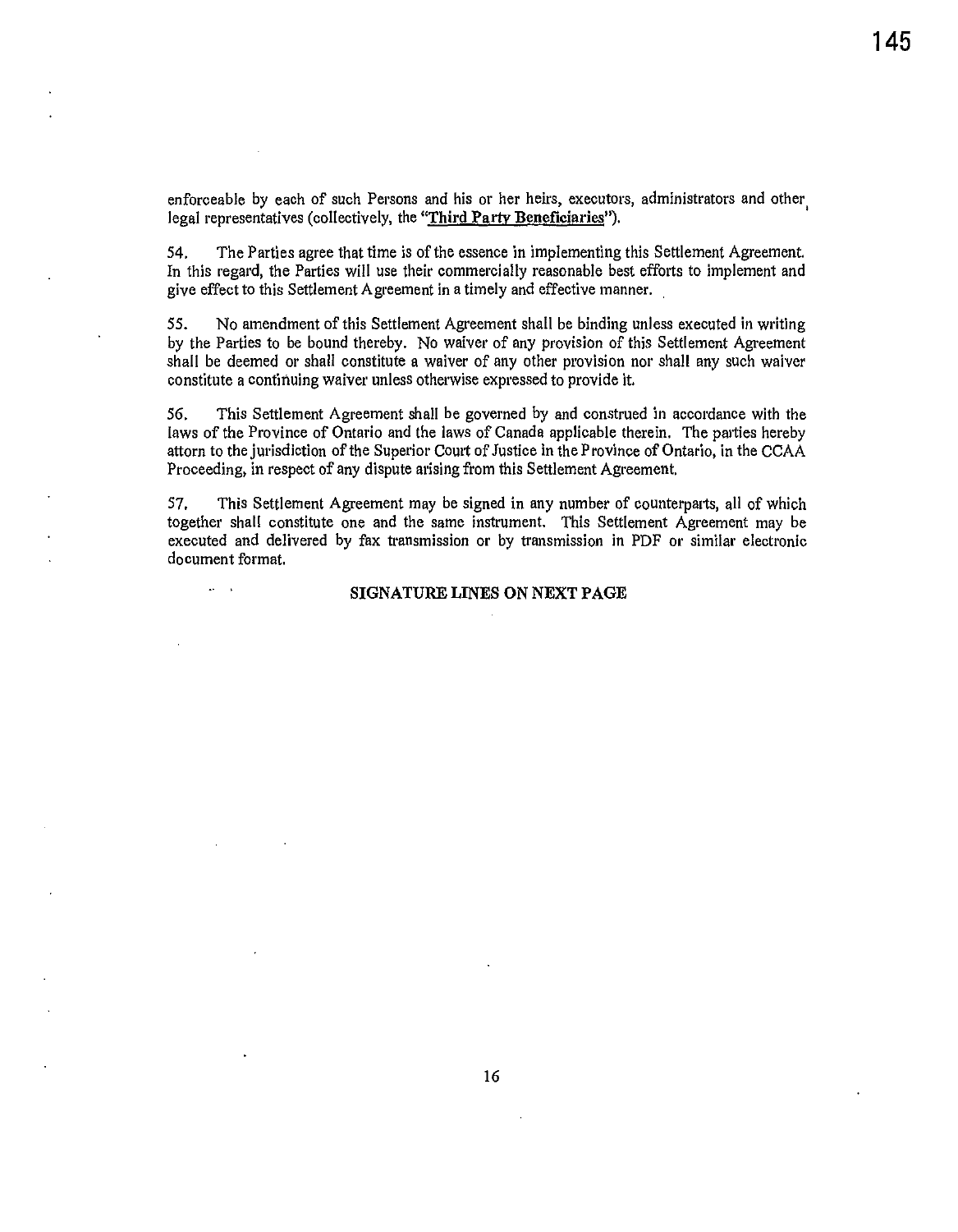enforceable by each of such Persons and his or her heirs, executors, administrators and other legal representatives (collectively, the "**Third Party Beneficiaries**").

54. The Parties agree that time is of the essence in implementing this Settlement Agreement. In this regard, the Parties will use their commercially reasonable best efforts to implement and give effect to this Settlement Agreement in a timely and effective manner.

55. No amendment of this Settlement Agreement shall be binding unless executed in writing by the Parties to be bound thereby. No waiver of any provision of this Settlement Agreement shall be deemed or shall constitute a waiver of any other provision nor shall any such waiver constitute a continuing waiver unless otherwise expressed to provide it.

56. This Settlement Agreement shall be governed by and construed in accordance with the laws of the Province of Ontario and the laws of Canada applicable therein. The parties hereby attorn to the jurisdiction of the Superior Court of Justice in the Province of Ontario, in the CCAA Proceeding, in respect of any dispute arising from this Settlement Agreement.

57. This Settlement Agreement may be signed in any number of counterparts, all of which together shall constitute one and the same instrument. This Settlement Agreement may be executed and delivered by fax transmission or by transmission in PDF or similar electronic document format.

**SIGNATURE LINES ON NEXT PAGE**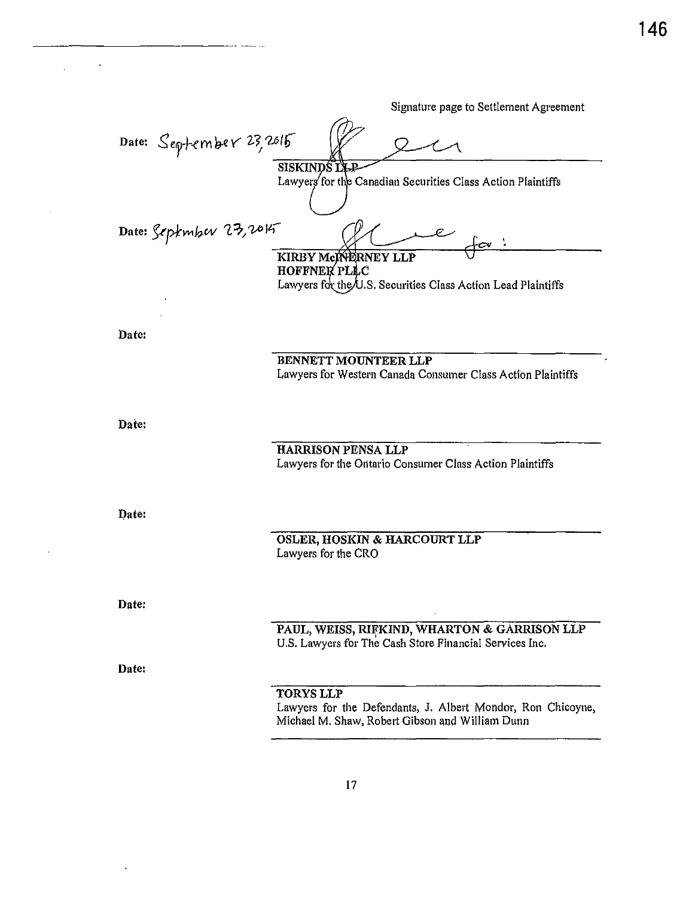Signature page to Settlement Agreement

Date: September 23, 2015

SISKINDS LLP
Lawyers for the Canadian Securities Class Action Plaintiffs

Date: September 23, 2015

for:

KIRBY McINERNEY LLP
HOFFNER PLLC
Lawyers for the U.S. Securities Class Action Lead Plaintiffs

Date:

BENNETT MOUNTEER LLP
Lawyers for Western Canada Consumer Class Action Plaintiffs

Date:

HARRISON PENSA LLP
Lawyers for the Ontario Consumer Class Action Plaintiffs

Date:

OSLER, HOSKIN & HARCOURT LLP
Lawyers for the CRO

Date:

PAUL, WEISS, RIFKIND, WHARTON & GARRISON LLP
U.S. Lawyers for The Cash Store Financial Services Inc.

Date:

TORYS LLP
Lawyers for the Defendants, J. Albert Mondor, Ron Chicoyne, Michael M. Shaw, Robert Gibson and William Dunn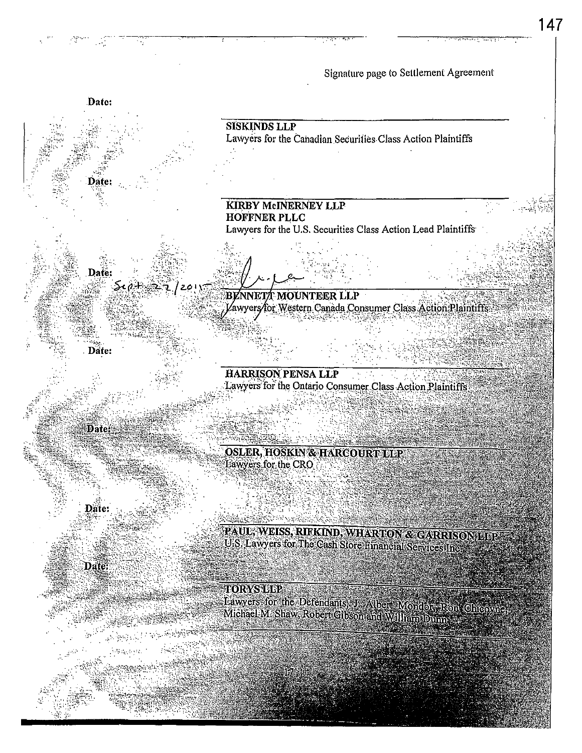Signature page to Settlement Agreement

Date:

**SISKINDS LLP**
Lawyers for the Canadian Securities Class Action Plaintiffs

Date:

**KIRBY McINERNEY LLP**
**HOFFNER PLLC**
Lawyers for the U.S. Securities Class Action Lead Plaintiffs

Date: Sept. 22/2011

**BENNETT MOUNTEER LLP**
Lawyers for Western Canada Consumer Class Action Plaintiffs

Date:

**HARRISON PENSA LLP**
Lawyers for the Ontario Consumer Class Action Plaintiffs

Date:

**OSLER, HOSKIN & HARCOURT LLP**
Lawyers for the CRO

Date:

**PAUL, WEISS, RIFKIND, WHARTON & GARRISON LLP**
U.S. Lawyers for The Cash Store Financial Services Inc.

Date:

**TORYS LLP**
Lawyers for the Defendants, J. Albert Mondor, Ron Chicoyne, Michael M. Shaw, Robert Gibson and William Dunn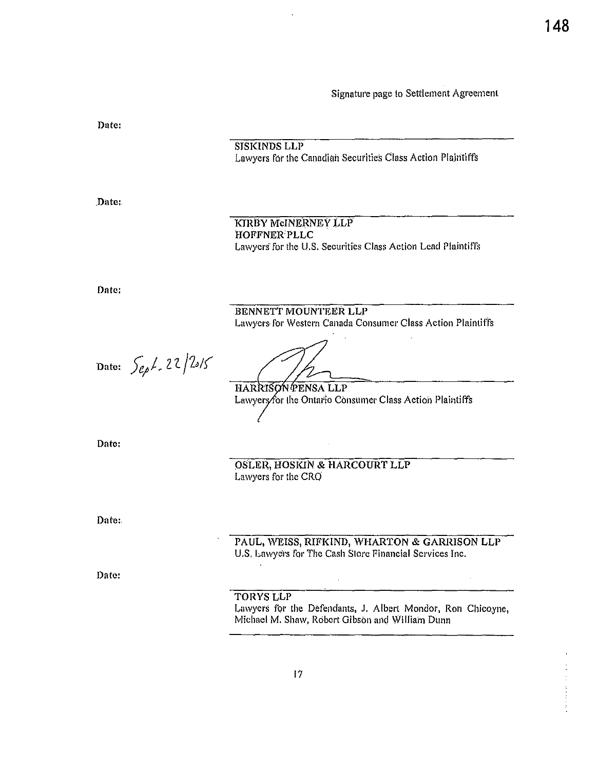Signature page to Settlement Agreement

Date:

SISKINDS LLP
Lawyers for the Canadian Securities Class Action Plaintiffs

Date:

KIRBY McINERNEY LLP
HOFFNER PLLC
Lawyers for the U.S. Securities Class Action Lead Plaintiffs

Date:

BENNETT MOUNTEER LLP
Lawyers for Western Canada Consumer Class Action Plaintiffs

Date: Sept. 22/2015

HARRISON PENSA LLP
Lawyers for the Ontario Consumer Class Action Plaintiffs

Date:

OSLER, HOSKIN & HARCOURT LLP
Lawyers for the CRO

Date:

PAUL, WEISS, RIFKIND, WHARTON & GARRISON LLP
U.S. Lawyers for The Cash Store Financial Services Inc.

Date:

TORYS LLP
Lawyers for the Defendants, J. Albert Mondor, Ron Chicoyne, Michael M. Shaw, Robert Gibson and William Dunn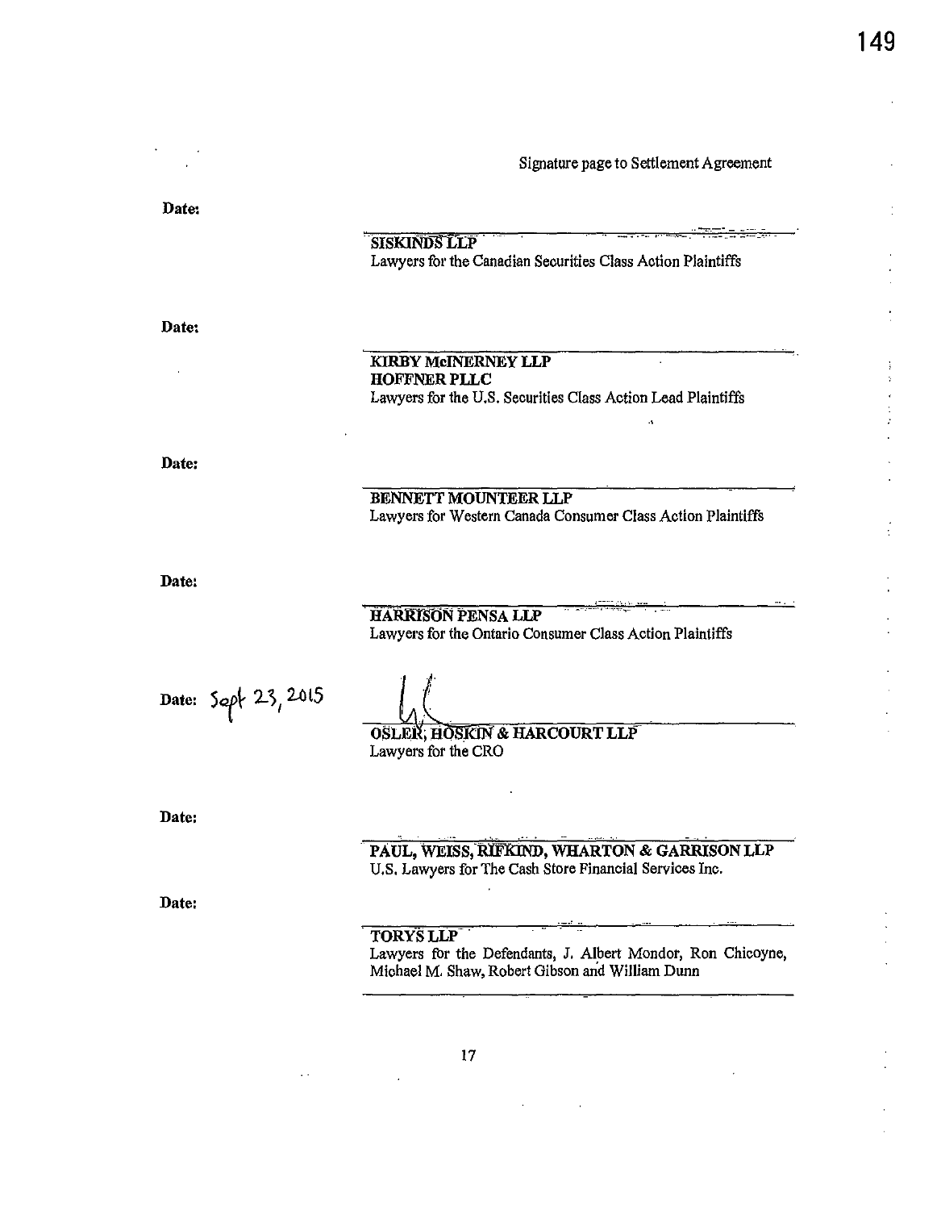Signature page to Settlement Agreement

Date:

______________________________
**SISKINDS LLP**
Lawyers for the Canadian Securities Class Action Plaintiffs

Date:

______________________________
**KIRBY McINERNEY LLP**
**HOFFNER PLLC**
Lawyers for the U.S. Securities Class Action Lead Plaintiffs

Date:

______________________________
**BENNETT MOUNTEER LLP**
Lawyers for Western Canada Consumer Class Action Plaintiffs

Date:

______________________________
**HARRISON PENSA LLP**
Lawyers for the Ontario Consumer Class Action Plaintiffs

Date: Sept 23, 2015

______________________________
**OSLER, HOSKIN & HARCOURT LLP**
Lawyers for the CRO

Date:

______________________________
**PAUL, WEISS, RIFKIND, WHARTON & GARRISON LLP**
U.S. Lawyers for The Cash Store Financial Services Inc.

Date:

______________________________
**TORYS LLP**
Lawyers for the Defendants, J. Albert Mondor, Ron Chicoyne, Michael M. Shaw, Robert Gibson and William Dunn

______________________________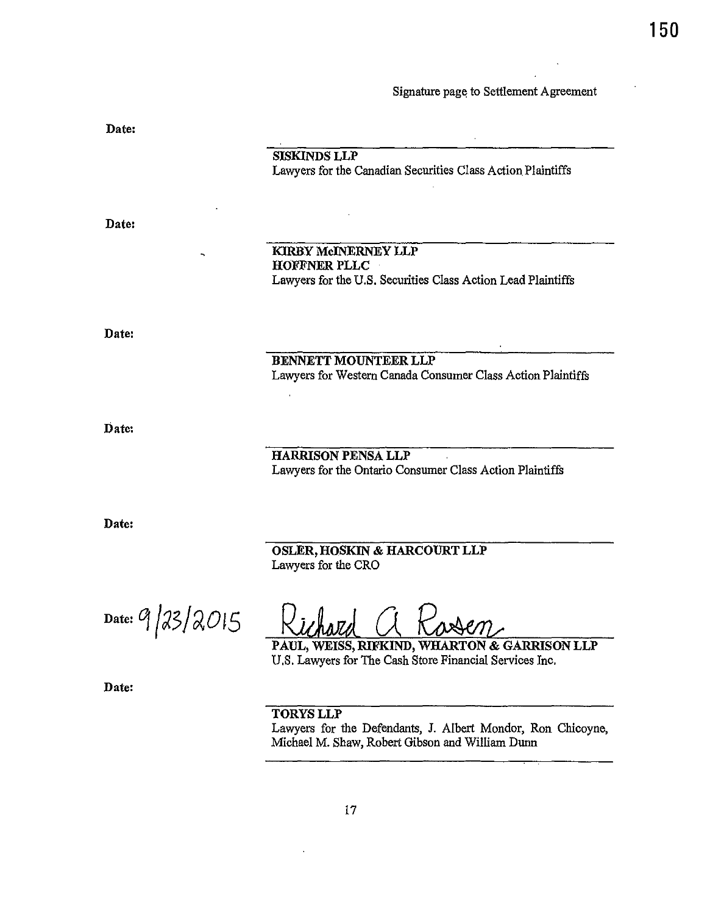Signature page to Settlement Agreement

Date:

______________________________
**SISKINDS LLP**
Lawyers for the Canadian Securities Class Action Plaintiffs

Date:

______________________________
**KIRBY McINERNEY LLP**
**HOFFNER PLLC**
Lawyers for the U.S. Securities Class Action Lead Plaintiffs

Date:

______________________________
**BENNETT MOUNTEER LLP**
Lawyers for Western Canada Consumer Class Action Plaintiffs

Date:

______________________________
**HARRISON PENSA LLP**
Lawyers for the Ontario Consumer Class Action Plaintiffs

Date:

______________________________
**OSLER, HOSKIN & HARCOURT LLP**
Lawyers for the CRO

Date: 9/23/2015

Richard A Rosen
______________________________
**PAUL, WEISS, RIFKIND, WHARTON & GARRISON LLP**
U.S. Lawyers for The Cash Store Financial Services Inc.

Date:

______________________________
**TORYS LLP**
Lawyers for the Defendants, J. Albert Mondor, Ron Chicoyne, Michael M. Shaw, Robert Gibson and William Dunn

______________________________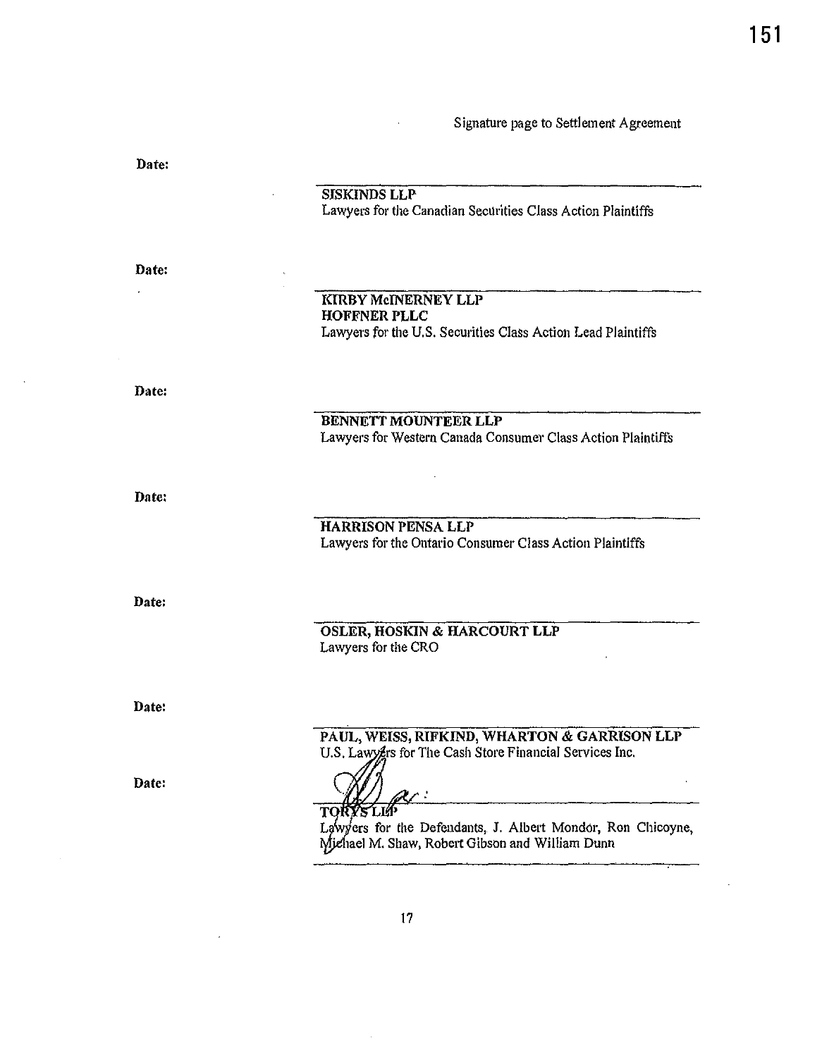Signature page to Settlement Agreement

Date:

______________________________

**SISKINDS LLP**
Lawyers for the Canadian Securities Class Action Plaintiffs

Date:

______________________________

**KIRBY McINERNEY LLP**
**HOFFNER PLLC**
Lawyers for the U.S. Securities Class Action Lead Plaintiffs

Date:

______________________________

**BENNETT MOUNTEER LLP**
Lawyers for Western Canada Consumer Class Action Plaintiffs

Date:

______________________________

**HARRISON PENSA LLP**
Lawyers for the Ontario Consumer Class Action Plaintiffs

Date:

______________________________

**OSLER, HOSKIN & HARCOURT LLP**
Lawyers for the CRO

Date:

______________________________

**PAUL, WEISS, RIFKIND, WHARTON & GARRISON LLP**
U.S. Lawyers for The Cash Store Financial Services Inc.

Date:

______________________________

**TORYS LLP**
Lawyers for the Defendants, J. Albert Mondor, Ron Chicoyne, Michael M. Shaw, Robert Gibson and William Dunn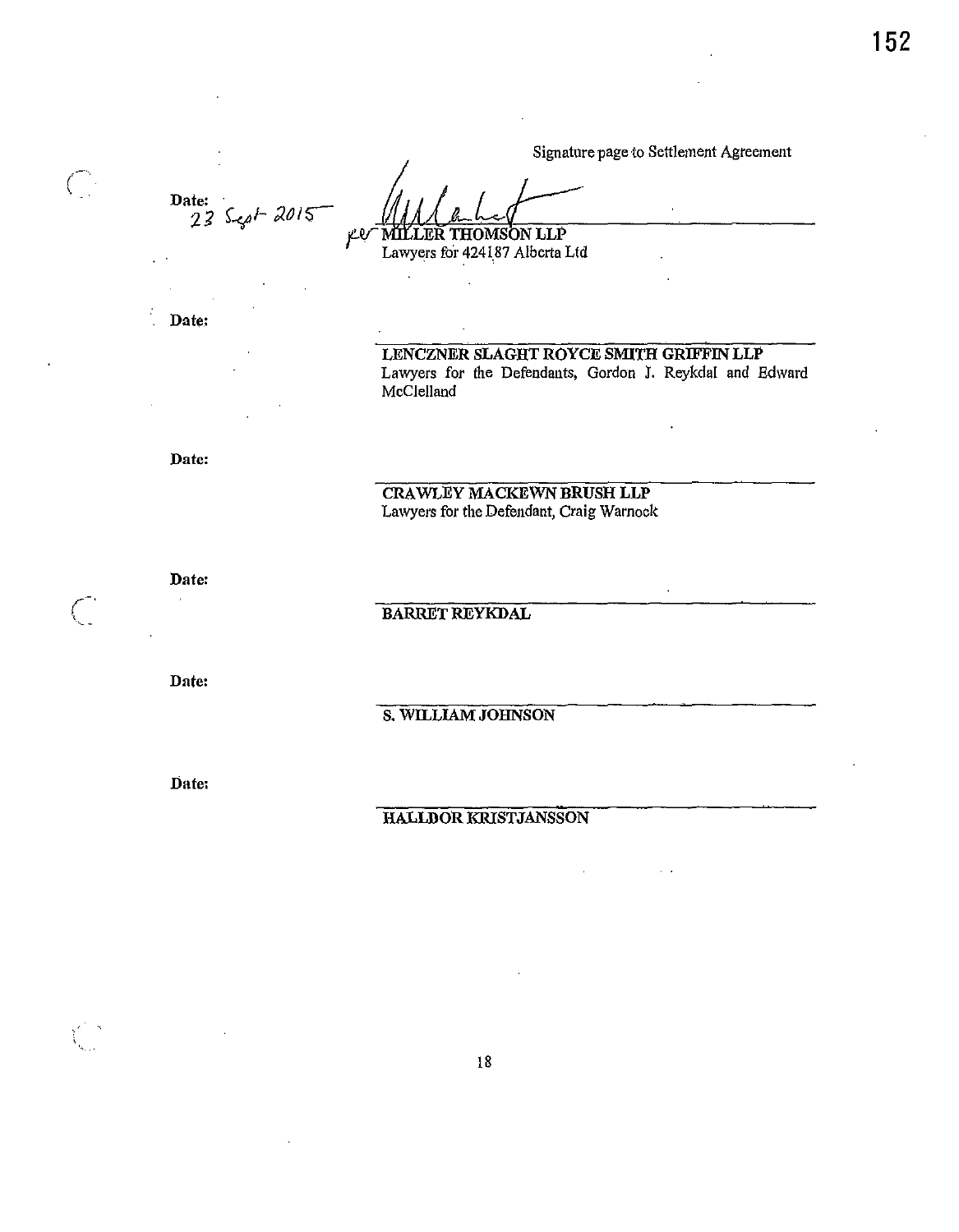Signature page to Settlement Agreement

Date: 23 Sept 2015

per MILLER THOMSON LLP
Lawyers for 424187 Alberta Ltd

Date:

**LENCZNER SLAGHT ROYCE SMITH GRIFFIN LLP**
Lawyers for the Defendants, Gordon J. Reykdal and Edward McClelland

Date:

**CRAWLEY MACKEWN BRUSH LLP**
Lawyers for the Defendant, Craig Warnock

Date:

**BARRET REYKDAL**

Date:

**S. WILLIAM JOHNSON**

Date:

**HALLDOR KRISTJANSSON**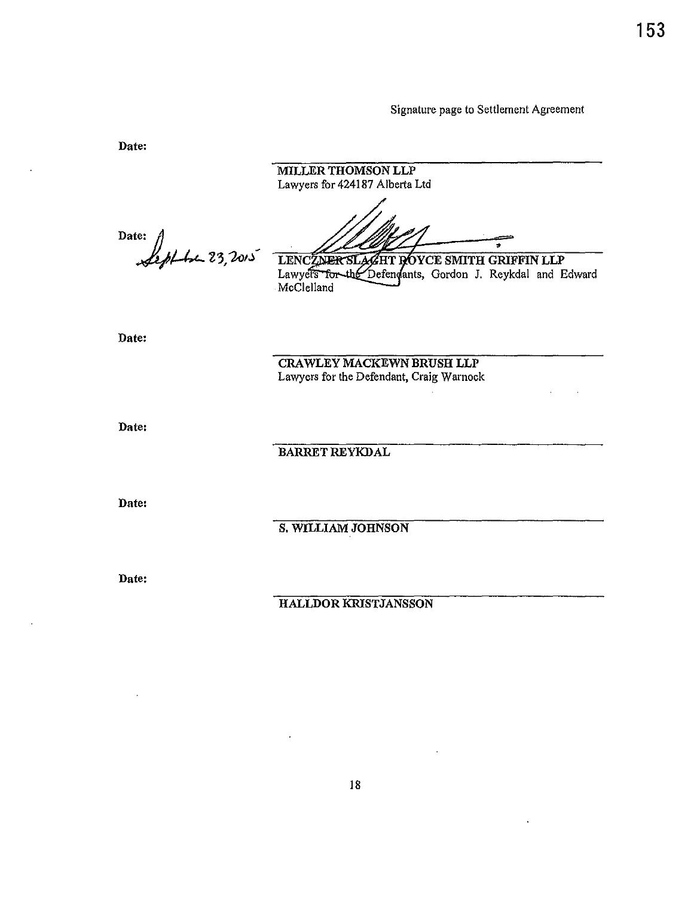Signature page to Settlement Agreement

Date:

MILLER THOMSON LLP
Lawyers for 424187 Alberta Ltd

Date: September 23, 2015

LENCZNER SLAGHT ROYCE SMITH GRIFFIN LLP
Lawyers for the Defendants, Gordon J. Reykdal and Edward McClelland

Date:

CRAWLEY MACKEWN BRUSH LLP
Lawyers for the Defendant, Craig Warnock

Date:

BARRET REYKDAL

Date:

S. WILLIAM JOHNSON

Date:

HALLDOR KRISTJANSSON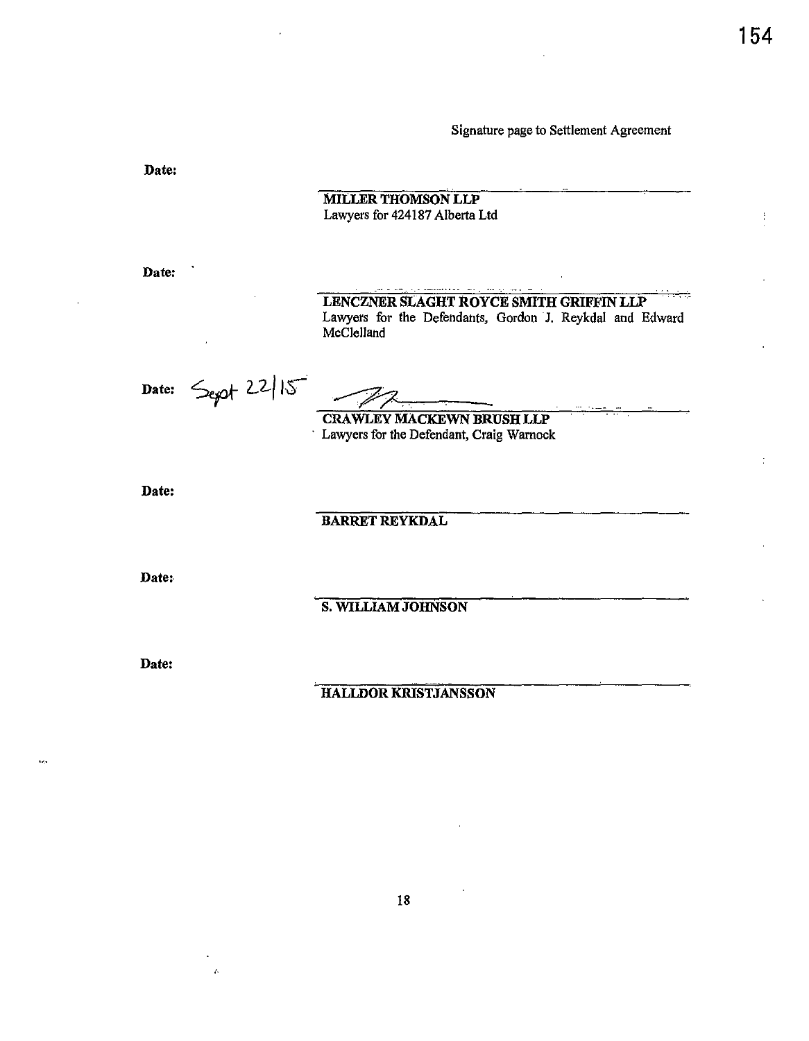Signature page to Settlement Agreement

**Date:**

**MILLER THOMSON LLP**
Lawyers for 424187 Alberta Ltd

**Date:**

**LENCZNER SLAGHT ROYCE SMITH GRIFFIN LLP**
Lawyers for the Defendants, Gordon J. Reykdal and Edward McClelland

**Date:** Sept 22/15

**CRAWLEY MACKEWN BRUSH LLP**
Lawyers for the Defendant, Craig Warnock

**Date:**

**BARRET REYKDAL**

**Date:**

**S. WILLIAM JOHNSON**

**Date:**

**HALLDOR KRISTJANSSON**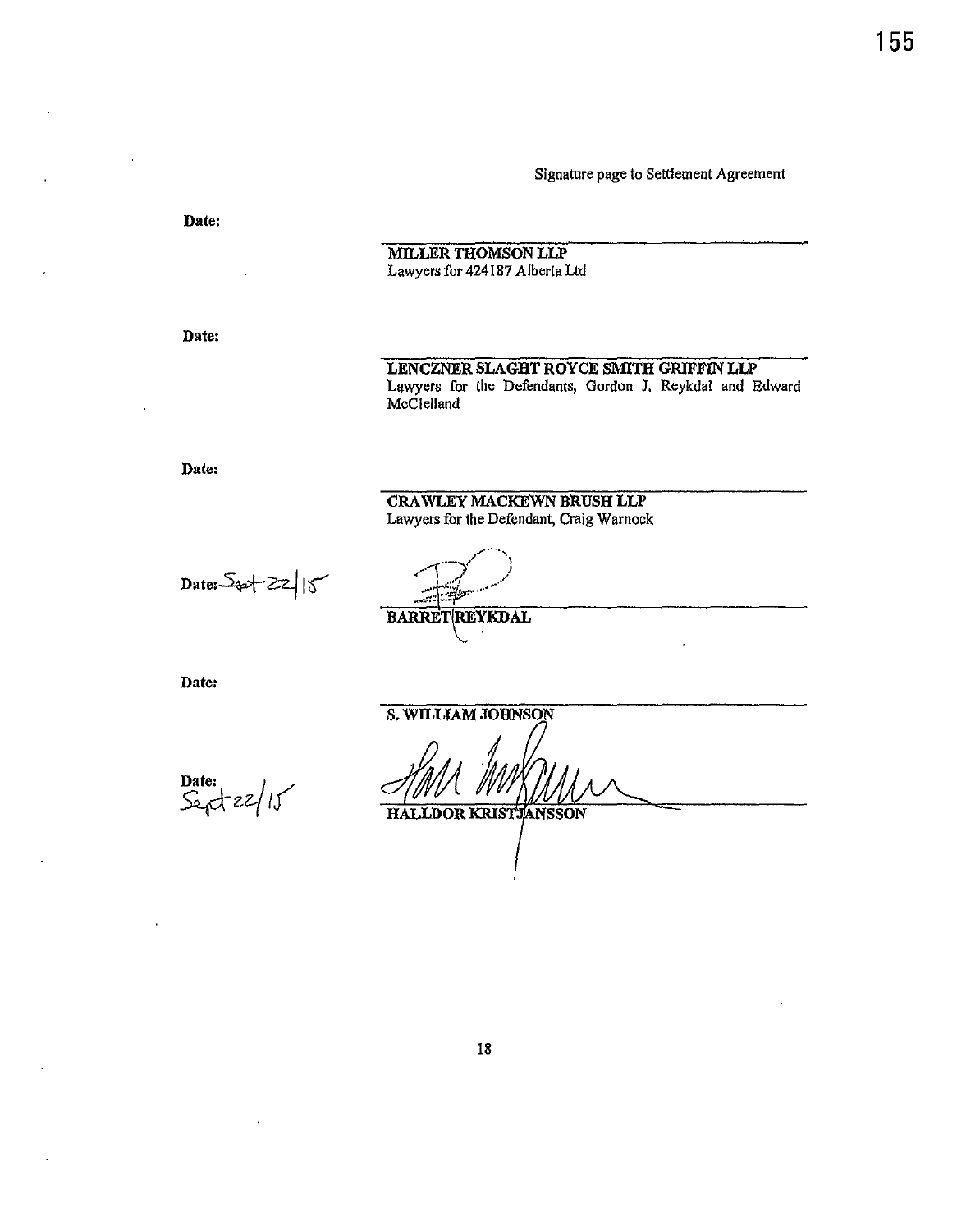Signature page to Settlement Agreement

Date:

**MILLER THOMSON LLP**
Lawyers for 424187 Alberta Ltd

Date:

**LENCZNER SLAGHT ROYCE SMITH GRIFFIN LLP**
Lawyers for the Defendants, Gordon J. Reykdal and Edward McClelland

Date:

**CRAWLEY MACKEWN BRUSH LLP**
Lawyers for the Defendant, Craig Warnock

Date: Sept 22/15

**BARRET REYKDAL**

Date:

**S. WILLIAM JOHNSON**

Date: Sept 22/15

**HALLDOR KRISTJANSSON**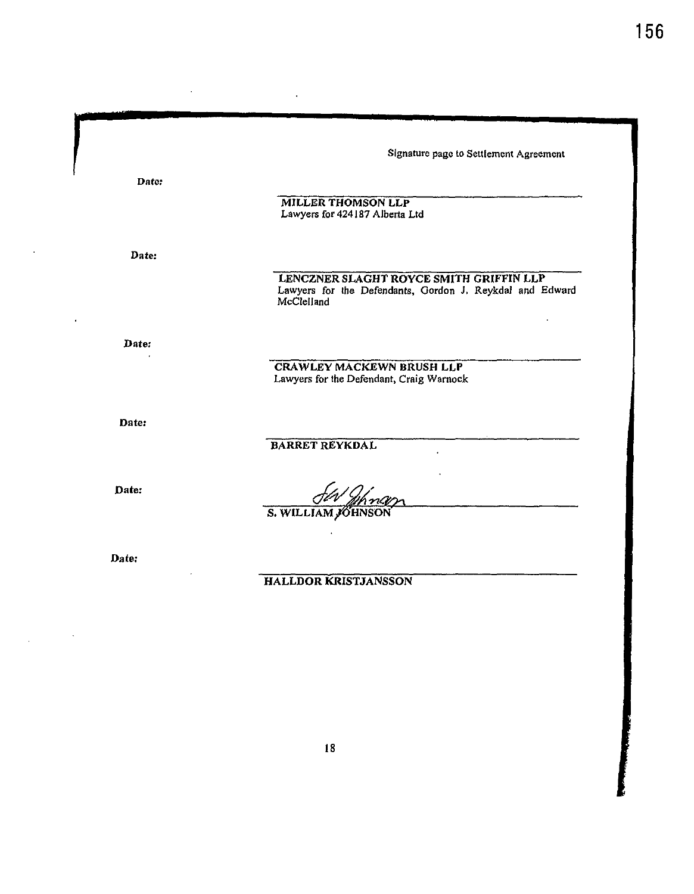Signature page to Settlement Agreement

Date:

_________________________________
**MILLER THOMSON LLP**
Lawyers for 424187 Alberta Ltd

Date:

_________________________________
**LENCZNER SLAGHT ROYCE SMITH GRIFFIN LLP**
Lawyers for the Defendants, Gordon J. Reykdal and Edward McClelland

Date:

_________________________________
**CRAWLEY MACKEWN BRUSH LLP**
Lawyers for the Defendant, Craig Warnock

Date:

_________________________________
**BARRET REYKDAL**

Date:

_________________________________
**S. WILLIAM JOHNSON**

Date:

_________________________________
**HALLDOR KRISTJANSSON**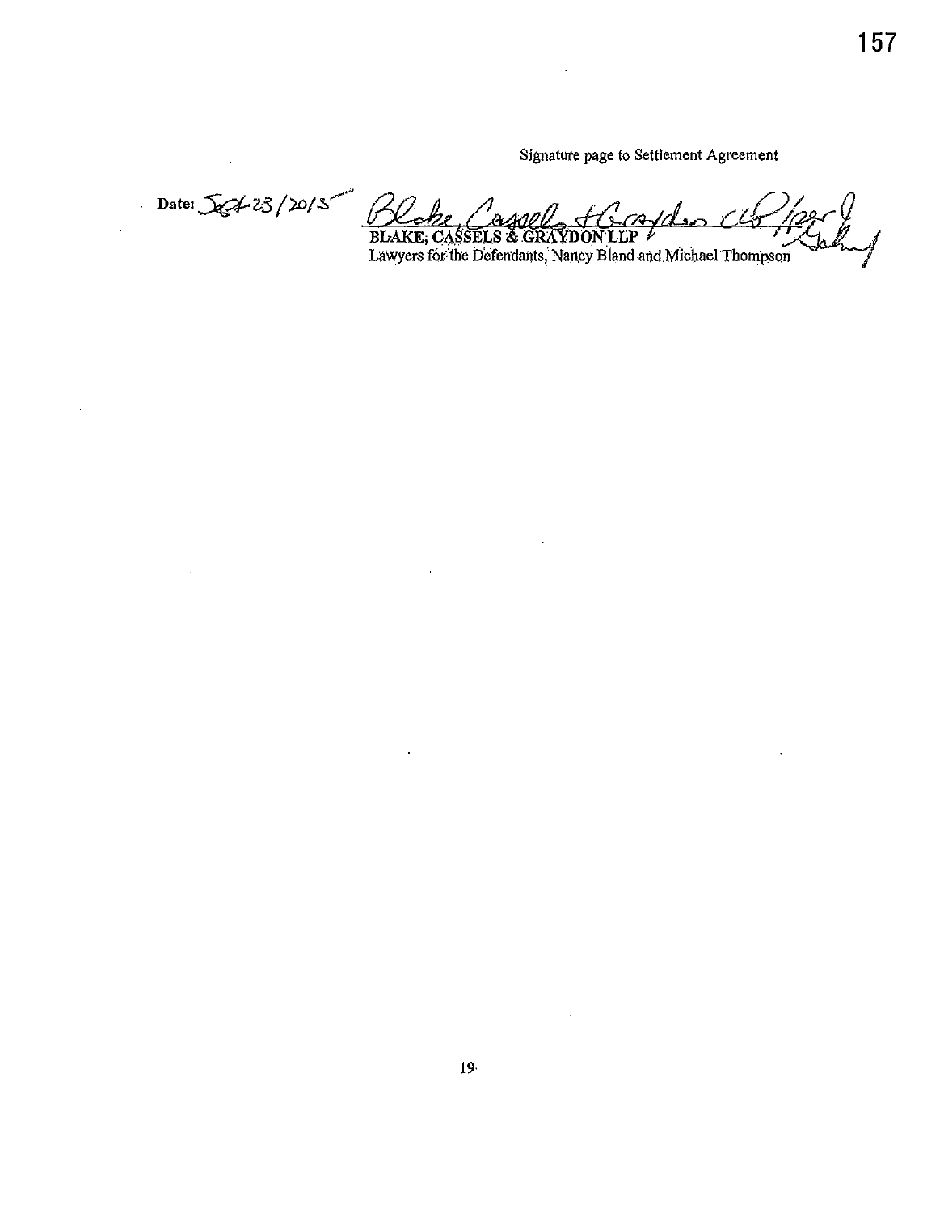Signature page to Settlement Agreement

Date: Sept 23/2015

BLAKE, CASSELS & GRAYDON LLP
Lawyers for the Defendants, Nancy Bland and Michael Thompson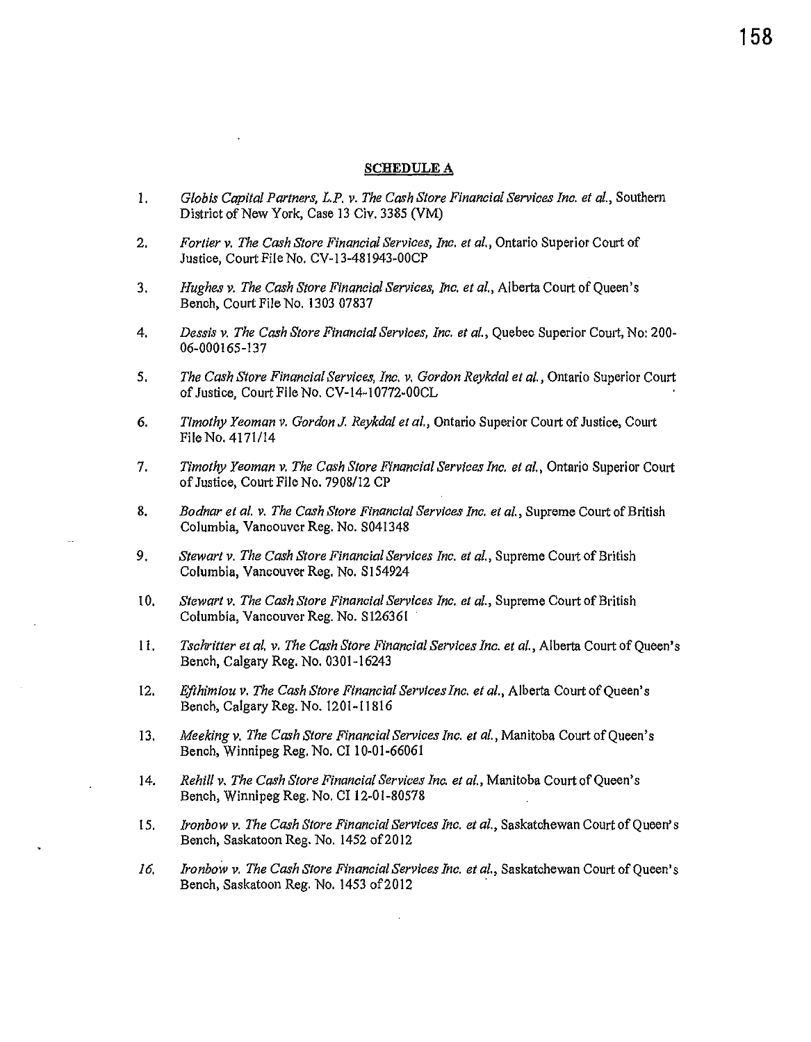**SCHEDULE A**

1. *Globis Capital Partners, L.P. v. The Cash Store Financial Services Inc. et al.*, Southern District of New York, Case 13 Civ. 3385 (VM)

2. *Fortier v. The Cash Store Financial Services, Inc. et al.*, Ontario Superior Court of Justice, Court File No. CV-13-481943-00CP

3. *Hughes v. The Cash Store Financial Services, Inc. et al.*, Alberta Court of Queen's Bench, Court File No. 1303 07837

4. *Dessis v. The Cash Store Financial Services, Inc. et al.*, Quebec Superior Court, No: 200-06-000165-137

5. *The Cash Store Financial Services, Inc. v. Gordon Reykdal et al.*, Ontario Superior Court of Justice, Court File No. CV-14-10772-00CL

6. *Timothy Yeoman v. Gordon J. Reykdal et al.*, Ontario Superior Court of Justice, Court File No. 4171/14

7. *Timothy Yeoman v. The Cash Store Financial Services Inc. et al.*, Ontario Superior Court of Justice, Court File No. 7908/12 CP

8. *Bodnar et al. v. The Cash Store Financial Services Inc. et al.*, Supreme Court of British Columbia, Vancouver Reg. No. S041348

9. *Stewart v. The Cash Store Financial Services Inc. et al.*, Supreme Court of British Columbia, Vancouver Reg. No. S154924

10. *Stewart v. The Cash Store Financial Services Inc. et al.*, Supreme Court of British Columbia, Vancouver Reg. No. S126361

11. *Tschritter et al. v. The Cash Store Financial Services Inc. et al.*, Alberta Court of Queen's Bench, Calgary Reg. No. 0301-16243

12. *Efthimiou v. The Cash Store Financial Services Inc. et al.*, Alberta Court of Queen's Bench, Calgary Reg. No. 1201-11816

13. *Meeking v. The Cash Store Financial Services Inc. et al.*, Manitoba Court of Queen's Bench, Winnipeg Reg. No. CI 10-01-66061

14. *Rehill v. The Cash Store Financial Services Inc. et al.*, Manitoba Court of Queen's Bench, Winnipeg Reg. No. CI 12-01-80578

15. *Ironbow v. The Cash Store Financial Services Inc. et al.*, Saskatchewan Court of Queen's Bench, Saskatoon Reg. No. 1452 of 2012

16. *Ironbow v. The Cash Store Financial Services Inc. et al.*, Saskatchewan Court of Queen's Bench, Saskatoon Reg. No. 1453 of 2012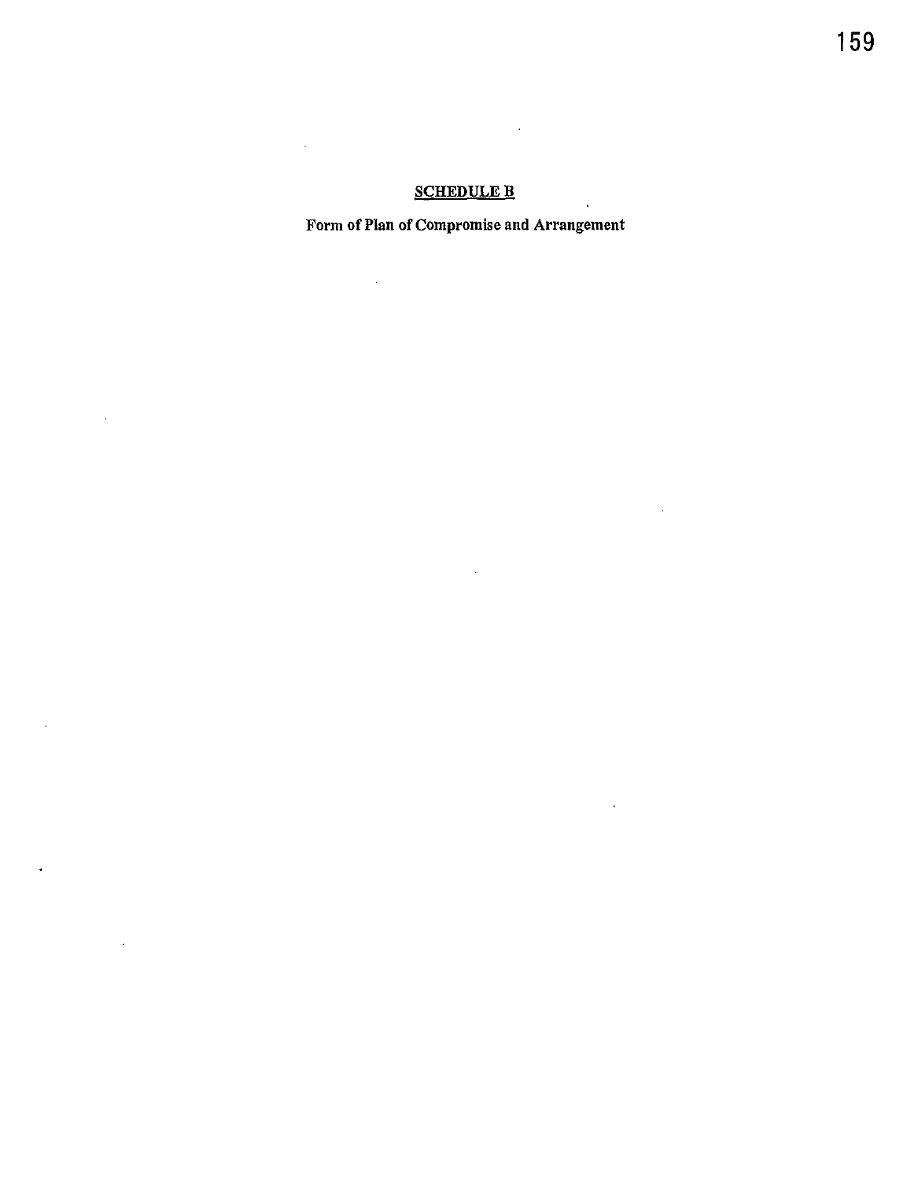## SCHEDULE B

**Form of Plan of Compromise and Arrangement**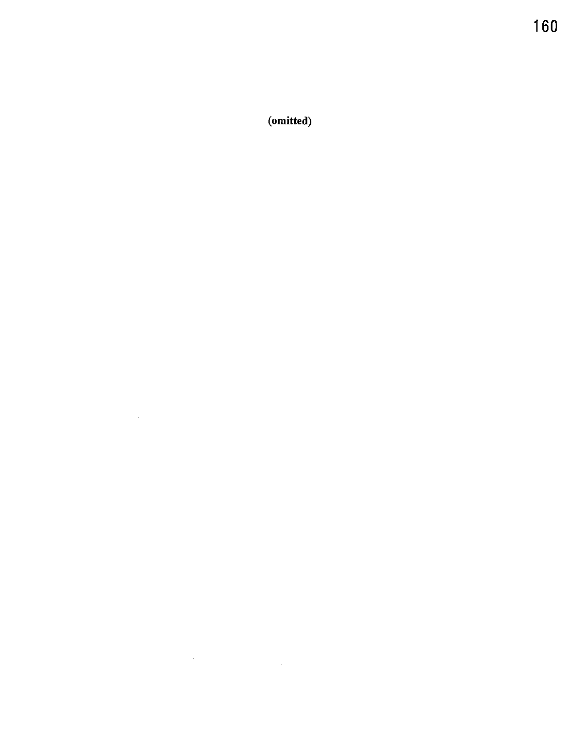**(omitted)**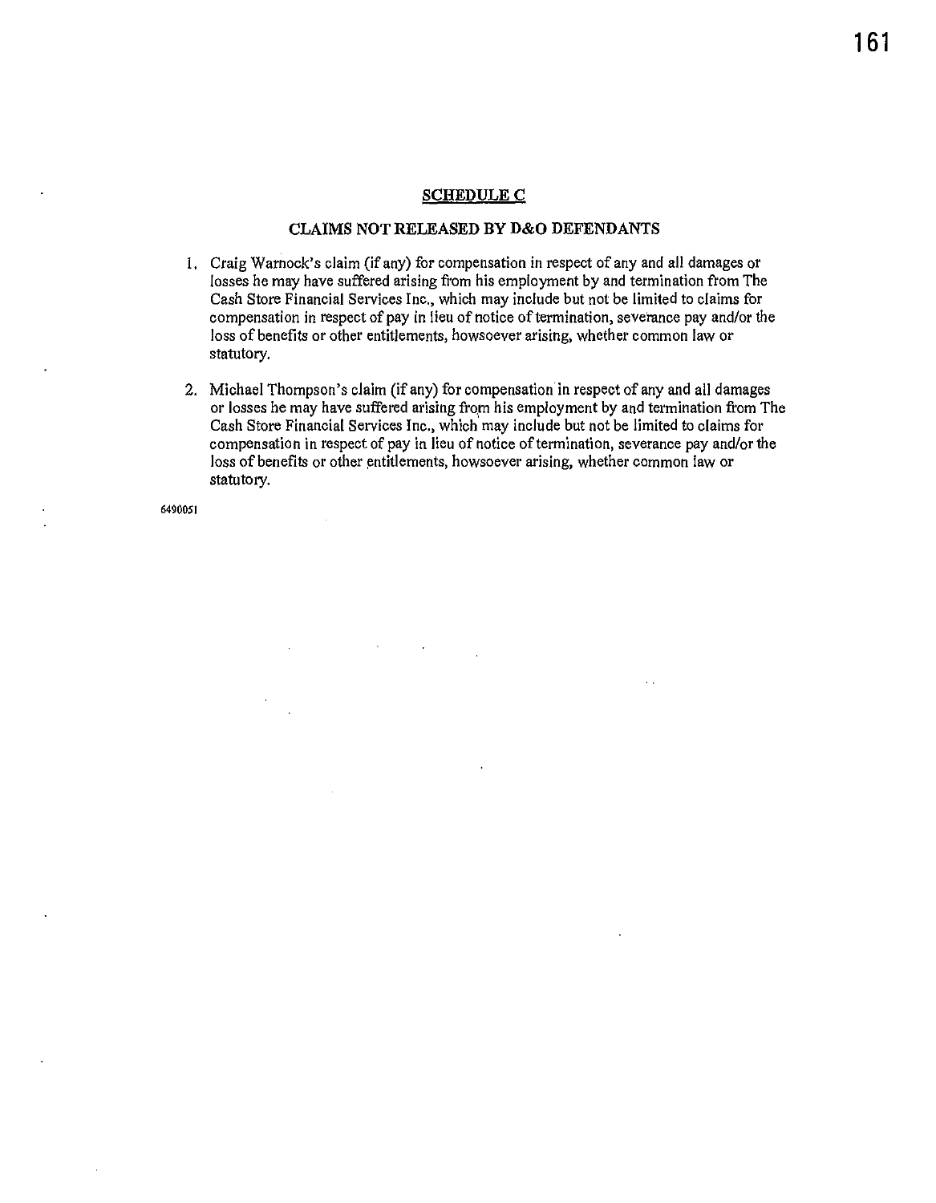## SCHEDULE C

### CLAIMS NOT RELEASED BY D&O DEFENDANTS

1. Craig Warnock's claim (if any) for compensation in respect of any and all damages or losses he may have suffered arising from his employment by and termination from The Cash Store Financial Services Inc., which may include but not be limited to claims for compensation in respect of pay in lieu of notice of termination, severance pay and/or the loss of benefits or other entitlements, howsoever arising, whether common law or statutory.

2. Michael Thompson's claim (if any) for compensation in respect of any and all damages or losses he may have suffered arising from his employment by and termination from The Cash Store Financial Services Inc., which may include but not be limited to claims for compensation in respect of pay in lieu of notice of termination, severance pay and/or the loss of benefits or other entitlements, howsoever arising, whether common law or statutory.

6490051